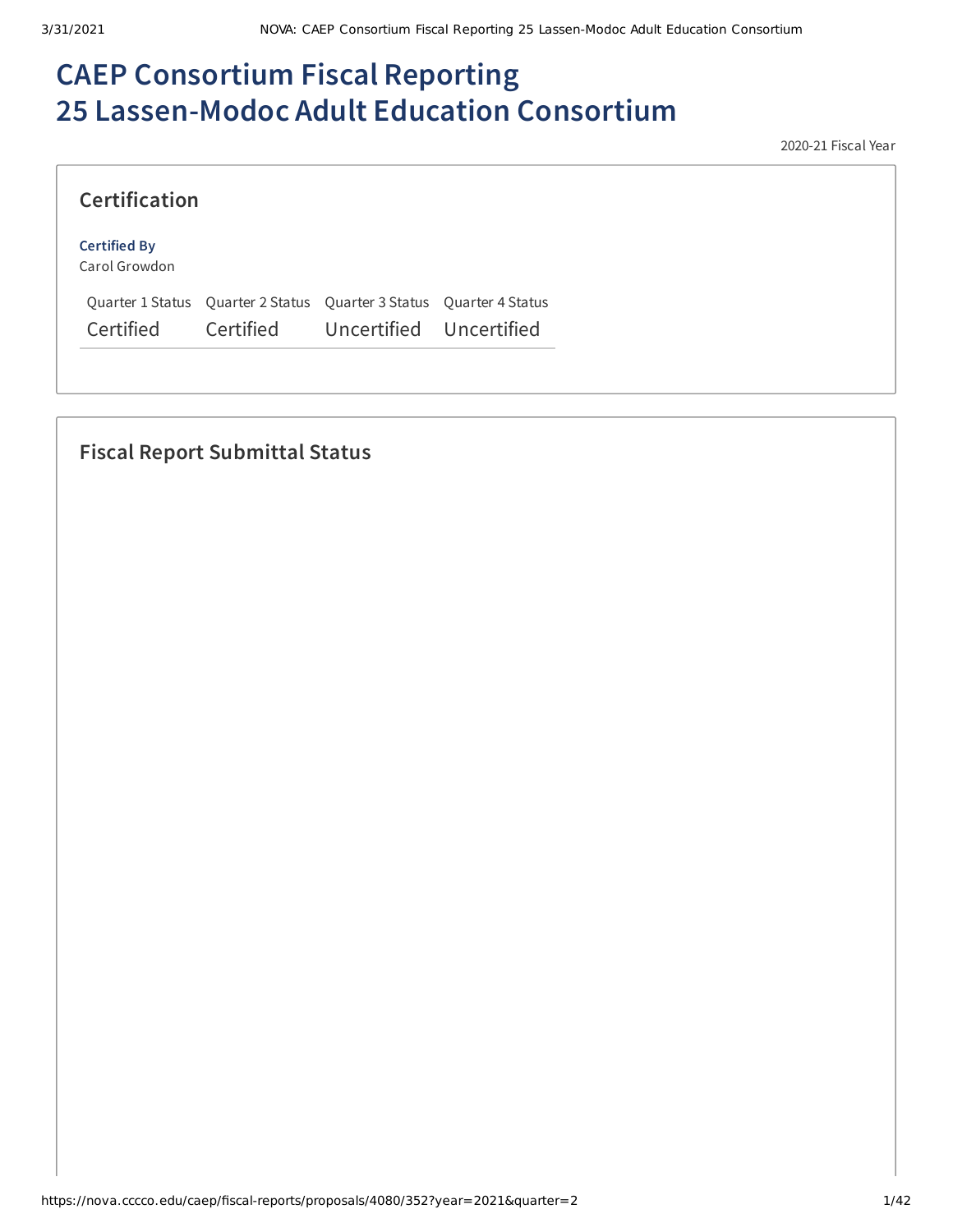# CAEP Consortium Fiscal Reporting
# 25 Lassen-Modoc Adult Education Consortium

2020-21 Fiscal Year

## Certification

**Certified By**
Carol Growdon

| Quarter 1 Status | Quarter 2 Status | Quarter 3 Status | Quarter 4 Status |
|---|---|---|---|
| Certified | Certified | Uncertified | Uncertified |

## Fiscal Report Submittal Status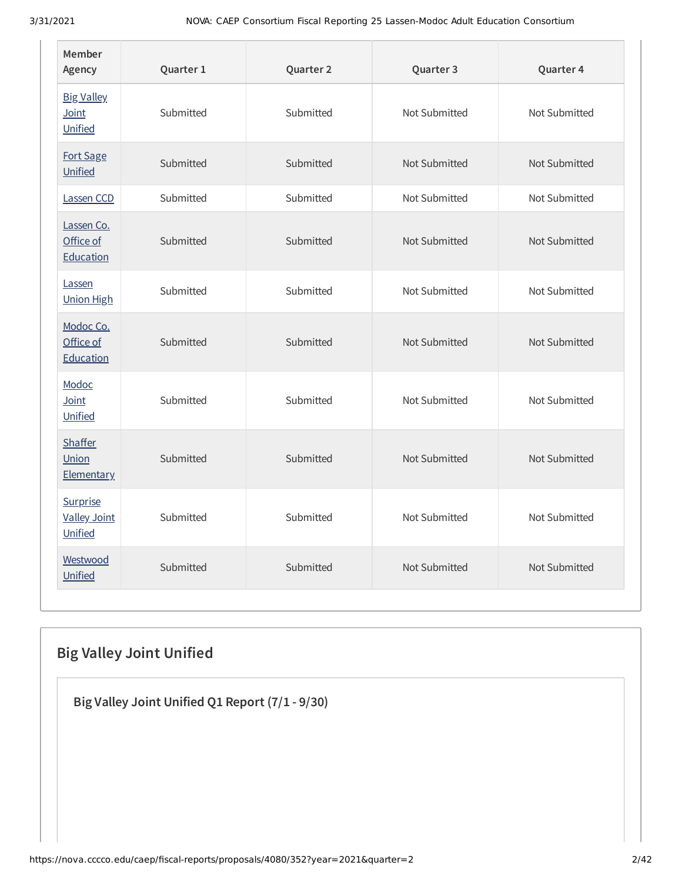| Member Agency | Quarter 1 | Quarter 2 | Quarter 3 | Quarter 4 |
|---|---|---|---|---|
| Big Valley Joint Unified | Submitted | Submitted | Not Submitted | Not Submitted |
| Fort Sage Unified | Submitted | Submitted | Not Submitted | Not Submitted |
| Lassen CCD | Submitted | Submitted | Not Submitted | Not Submitted |
| Lassen Co. Office of Education | Submitted | Submitted | Not Submitted | Not Submitted |
| Lassen Union High | Submitted | Submitted | Not Submitted | Not Submitted |
| Modoc Co. Office of Education | Submitted | Submitted | Not Submitted | Not Submitted |
| Modoc Joint Unified | Submitted | Submitted | Not Submitted | Not Submitted |
| Shaffer Union Elementary | Submitted | Submitted | Not Submitted | Not Submitted |
| Surprise Valley Joint Unified | Submitted | Submitted | Not Submitted | Not Submitted |
| Westwood Unified | Submitted | Submitted | Not Submitted | Not Submitted |

## Big Valley Joint Unified

### Big Valley Joint Unified Q1 Report (7/1 - 9/30)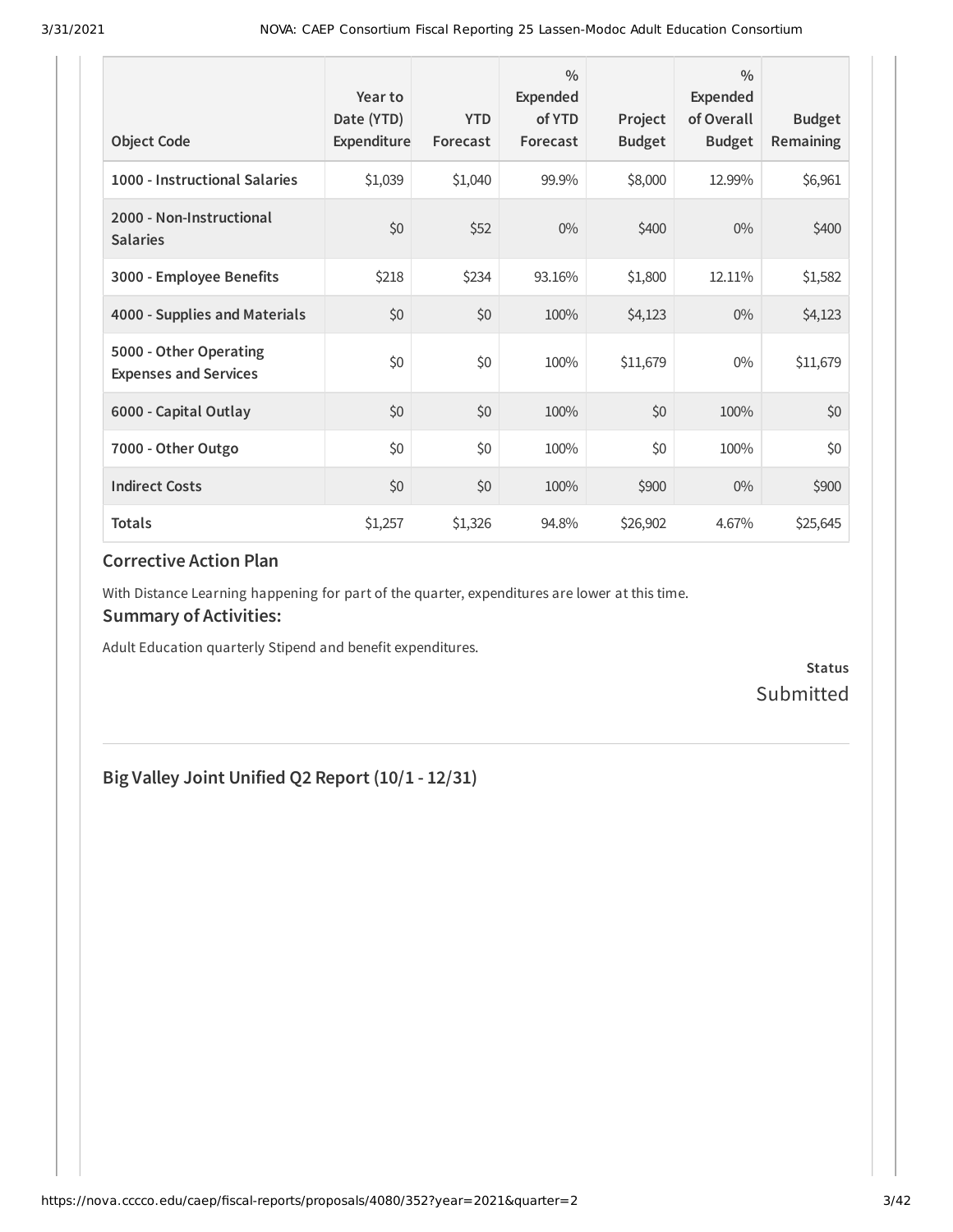| Object Code | Year to Date (YTD) Expenditure | YTD Forecast | % Expended of YTD Forecast | Project Budget | % Expended of Overall Budget | Budget Remaining |
|---|---|---|---|---|---|---|
| 1000 - Instructional Salaries | $1,039 | $1,040 | 99.9% | $8,000 | 12.99% | $6,961 |
| 2000 - Non-Instructional Salaries | $0 | $52 | 0% | $400 | 0% | $400 |
| 3000 - Employee Benefits | $218 | $234 | 93.16% | $1,800 | 12.11% | $1,582 |
| 4000 - Supplies and Materials | $0 | $0 | 100% | $4,123 | 0% | $4,123 |
| 5000 - Other Operating Expenses and Services | $0 | $0 | 100% | $11,679 | 0% | $11,679 |
| 6000 - Capital Outlay | $0 | $0 | 100% | $0 | 100% | $0 |
| 7000 - Other Outgo | $0 | $0 | 100% | $0 | 100% | $0 |
| Indirect Costs | $0 | $0 | 100% | $900 | 0% | $900 |
| **Totals** | $1,257 | $1,326 | 94.8% | $26,902 | 4.67% | $25,645 |

### Corrective Action Plan

With Distance Learning happening for part of the quarter, expenditures are lower at this time.

### Summary of Activities:

Adult Education quarterly Stipend and benefit expenditures.

**Status**

Submitted

## Big Valley Joint Unified Q2 Report (10/1 - 12/31)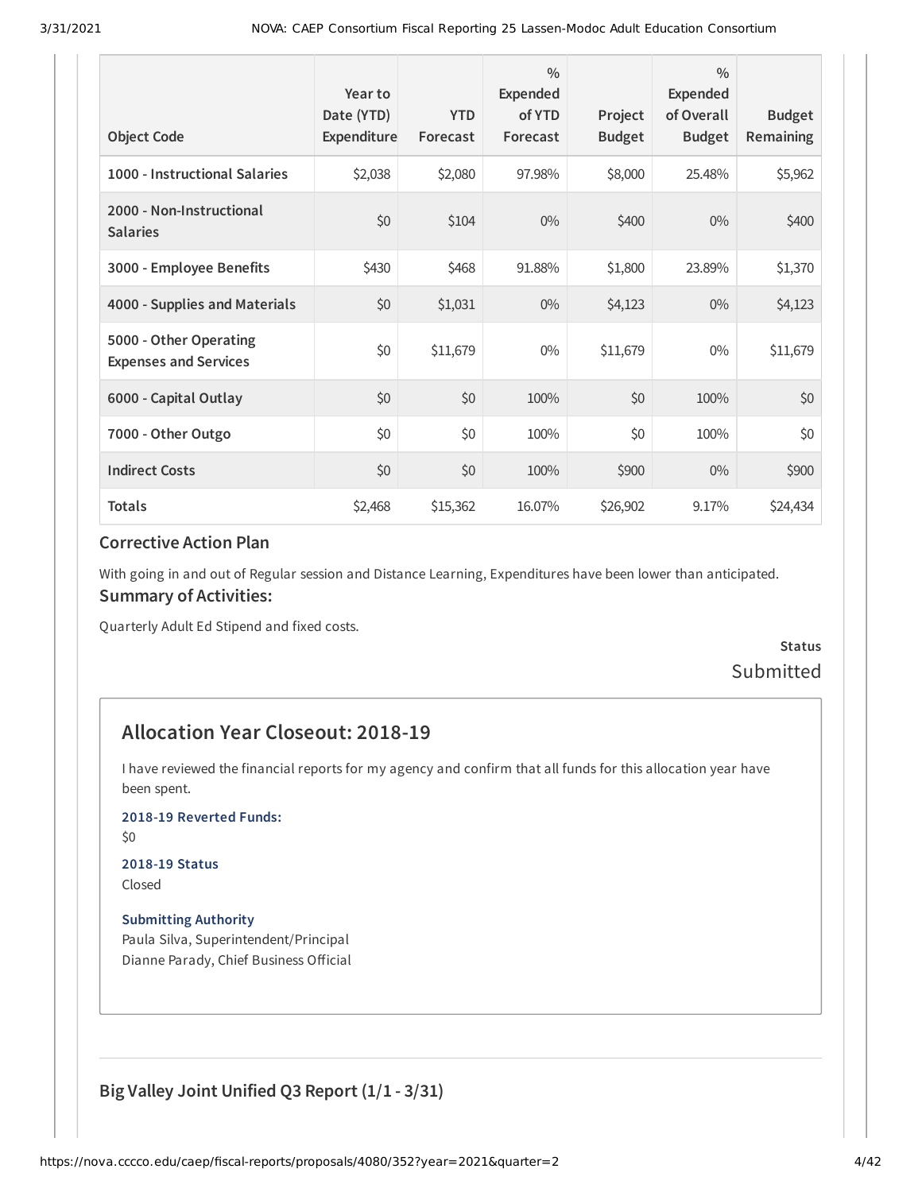| Object Code | Year to Date (YTD) Expenditure | YTD Forecast | % Expended of YTD Forecast | Project Budget | % Expended of Overall Budget | Budget Remaining |
|---|---|---|---|---|---|---|
| 1000 - Instructional Salaries | $2,038 | $2,080 | 97.98% | $8,000 | 25.48% | $5,962 |
| 2000 - Non-Instructional Salaries | $0 | $104 | 0% | $400 | 0% | $400 |
| 3000 - Employee Benefits | $430 | $468 | 91.88% | $1,800 | 23.89% | $1,370 |
| 4000 - Supplies and Materials | $0 | $1,031 | 0% | $4,123 | 0% | $4,123 |
| 5000 - Other Operating Expenses and Services | $0 | $11,679 | 0% | $11,679 | 0% | $11,679 |
| 6000 - Capital Outlay | $0 | $0 | 100% | $0 | 100% | $0 |
| 7000 - Other Outgo | $0 | $0 | 100% | $0 | 100% | $0 |
| Indirect Costs | $0 | $0 | 100% | $900 | 0% | $900 |
| Totals | $2,468 | $15,362 | 16.07% | $26,902 | 9.17% | $24,434 |

### Corrective Action Plan

With going in and out of Regular session and Distance Learning, Expenditures have been lower than anticipated.

### Summary of Activities:

Quarterly Adult Ed Stipend and fixed costs.

**Status**

Submitted

## Allocation Year Closeout: 2018-19

I have reviewed the financial reports for my agency and confirm that all funds for this allocation year have been spent.

**2018-19 Reverted Funds:**

$0

**2018-19 Status**

Closed

**Submitting Authority**

Paula Silva, Superintendent/Principal

Dianne Parady, Chief Business Official

### Big Valley Joint Unified Q3 Report (1/1 - 3/31)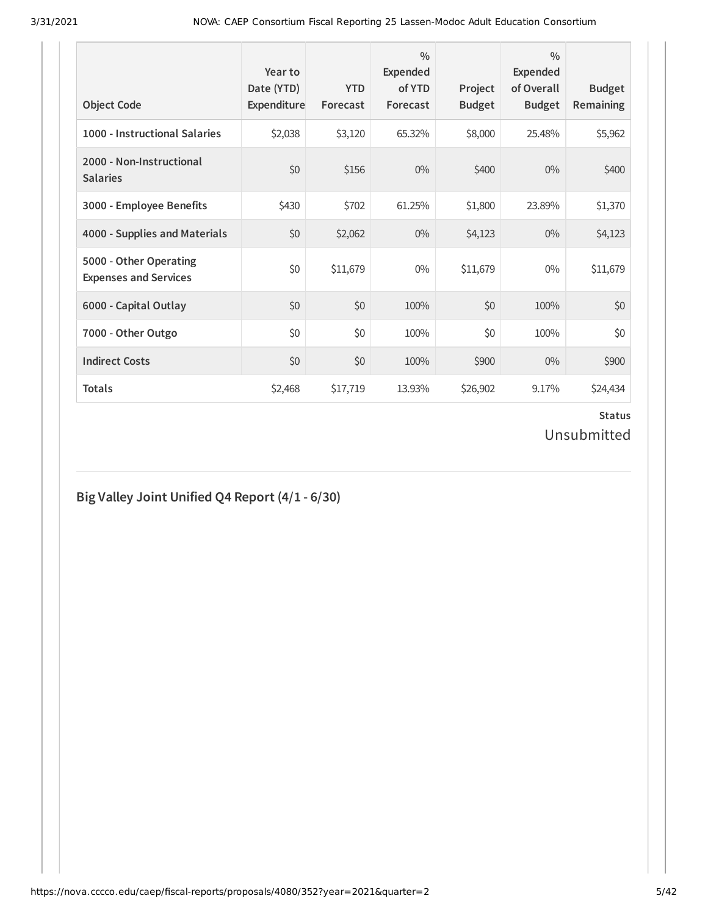| Object Code | Year to Date (YTD) Expenditure | YTD Forecast | % Expended of YTD Forecast | Project Budget | % Expended of Overall Budget | Budget Remaining |
|---|---|---|---|---|---|---|
| **1000 - Instructional Salaries** | $2,038 | $3,120 | 65.32% | $8,000 | 25.48% | $5,962 |
| **2000 - Non-Instructional Salaries** | $0 | $156 | 0% | $400 | 0% | $400 |
| **3000 - Employee Benefits** | $430 | $702 | 61.25% | $1,800 | 23.89% | $1,370 |
| **4000 - Supplies and Materials** | $0 | $2,062 | 0% | $4,123 | 0% | $4,123 |
| **5000 - Other Operating Expenses and Services** | $0 | $11,679 | 0% | $11,679 | 0% | $11,679 |
| **6000 - Capital Outlay** | $0 | $0 | 100% | $0 | 100% | $0 |
| **7000 - Other Outgo** | $0 | $0 | 100% | $0 | 100% | $0 |
| **Indirect Costs** | $0 | $0 | 100% | $900 | 0% | $900 |
| **Totals** | $2,468 | $17,719 | 13.93% | $26,902 | 9.17% | $24,434 |

**Status**

Unsubmitted

## Big Valley Joint Unified Q4 Report (4/1 - 6/30)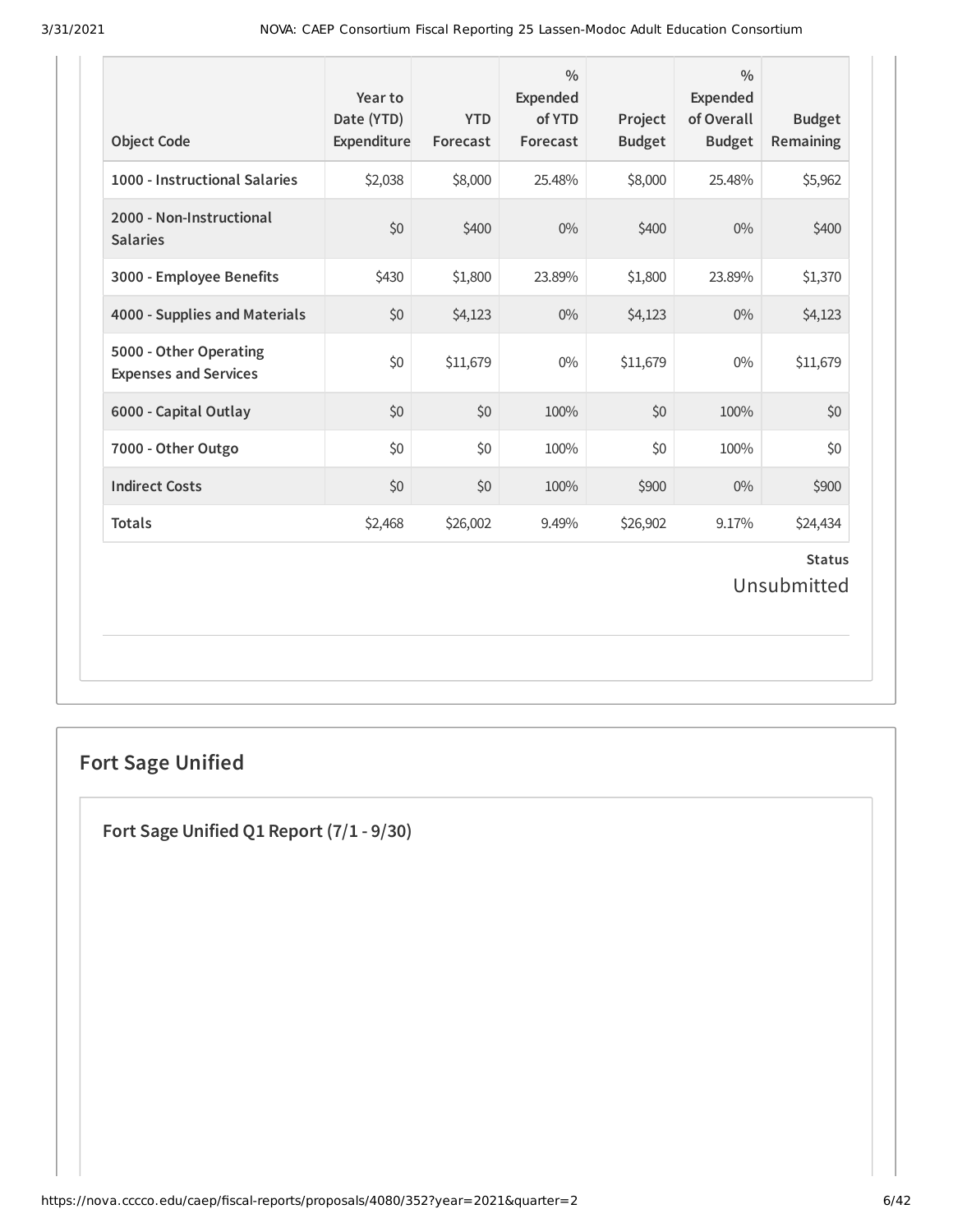| Object Code | Year to Date (YTD) Expenditure | YTD Forecast | % Expended of YTD Forecast | Project Budget | % Expended of Overall Budget | Budget Remaining |
|---|---|---|---|---|---|---|
| **1000 - Instructional Salaries** | $2,038 | $8,000 | 25.48% | $8,000 | 25.48% | $5,962 |
| **2000 - Non-Instructional Salaries** | $0 | $400 | 0% | $400 | 0% | $400 |
| **3000 - Employee Benefits** | $430 | $1,800 | 23.89% | $1,800 | 23.89% | $1,370 |
| **4000 - Supplies and Materials** | $0 | $4,123 | 0% | $4,123 | 0% | $4,123 |
| **5000 - Other Operating Expenses and Services** | $0 | $11,679 | 0% | $11,679 | 0% | $11,679 |
| **6000 - Capital Outlay** | $0 | $0 | 100% | $0 | 100% | $0 |
| **7000 - Other Outgo** | $0 | $0 | 100% | $0 | 100% | $0 |
| **Indirect Costs** | $0 | $0 | 100% | $900 | 0% | $900 |
| **Totals** | $2,468 | $26,002 | 9.49% | $26,902 | 9.17% | $24,434 |

**Status**

Unsubmitted

## Fort Sage Unified

### Fort Sage Unified Q1 Report (7/1 - 9/30)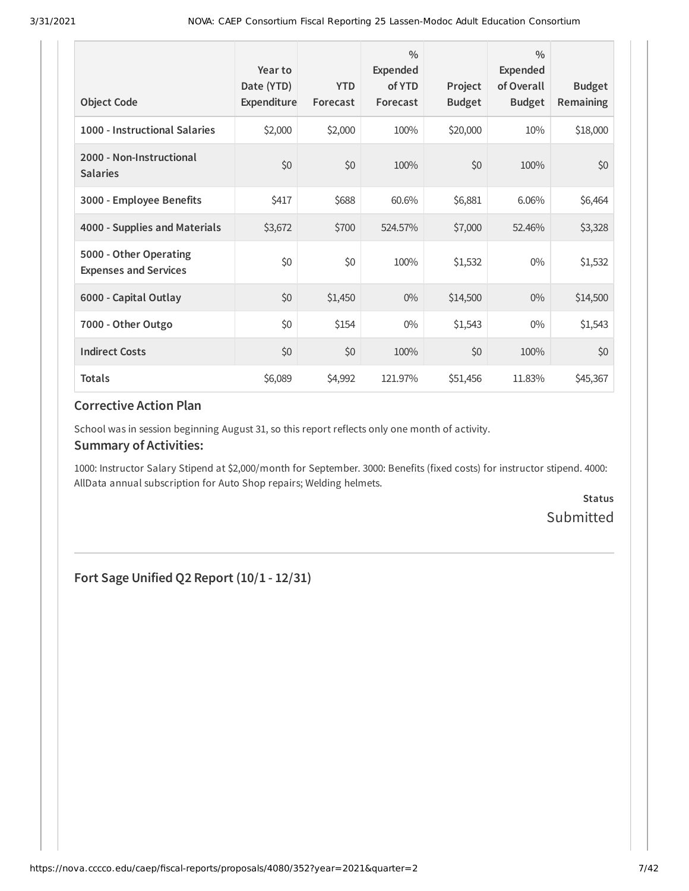| Object Code | Year to Date (YTD) Expenditure | YTD Forecast | % Expended of YTD Forecast | Project Budget | % Expended of Overall Budget | Budget Remaining |
|---|---|---|---|---|---|---|
| **1000 - Instructional Salaries** | $2,000 | $2,000 | 100% | $20,000 | 10% | $18,000 |
| **2000 - Non-Instructional Salaries** | $0 | $0 | 100% | $0 | 100% | $0 |
| **3000 - Employee Benefits** | $417 | $688 | 60.6% | $6,881 | 6.06% | $6,464 |
| **4000 - Supplies and Materials** | $3,672 | $700 | 524.57% | $7,000 | 52.46% | $3,328 |
| **5000 - Other Operating Expenses and Services** | $0 | $0 | 100% | $1,532 | 0% | $1,532 |
| **6000 - Capital Outlay** | $0 | $1,450 | 0% | $14,500 | 0% | $14,500 |
| **7000 - Other Outgo** | $0 | $154 | 0% | $1,543 | 0% | $1,543 |
| **Indirect Costs** | $0 | $0 | 100% | $0 | 100% | $0 |
| **Totals** | $6,089 | $4,992 | 121.97% | $51,456 | 11.83% | $45,367 |

### Corrective Action Plan

School was in session beginning August 31, so this report reflects only one month of activity.

### Summary of Activities:

1000: Instructor Salary Stipend at $2,000/month for September. 3000: Benefits (fixed costs) for instructor stipend. 4000: AllData annual subscription for Auto Shop repairs; Welding helmets.

**Status**

Submitted

---

### Fort Sage Unified Q2 Report (10/1 - 12/31)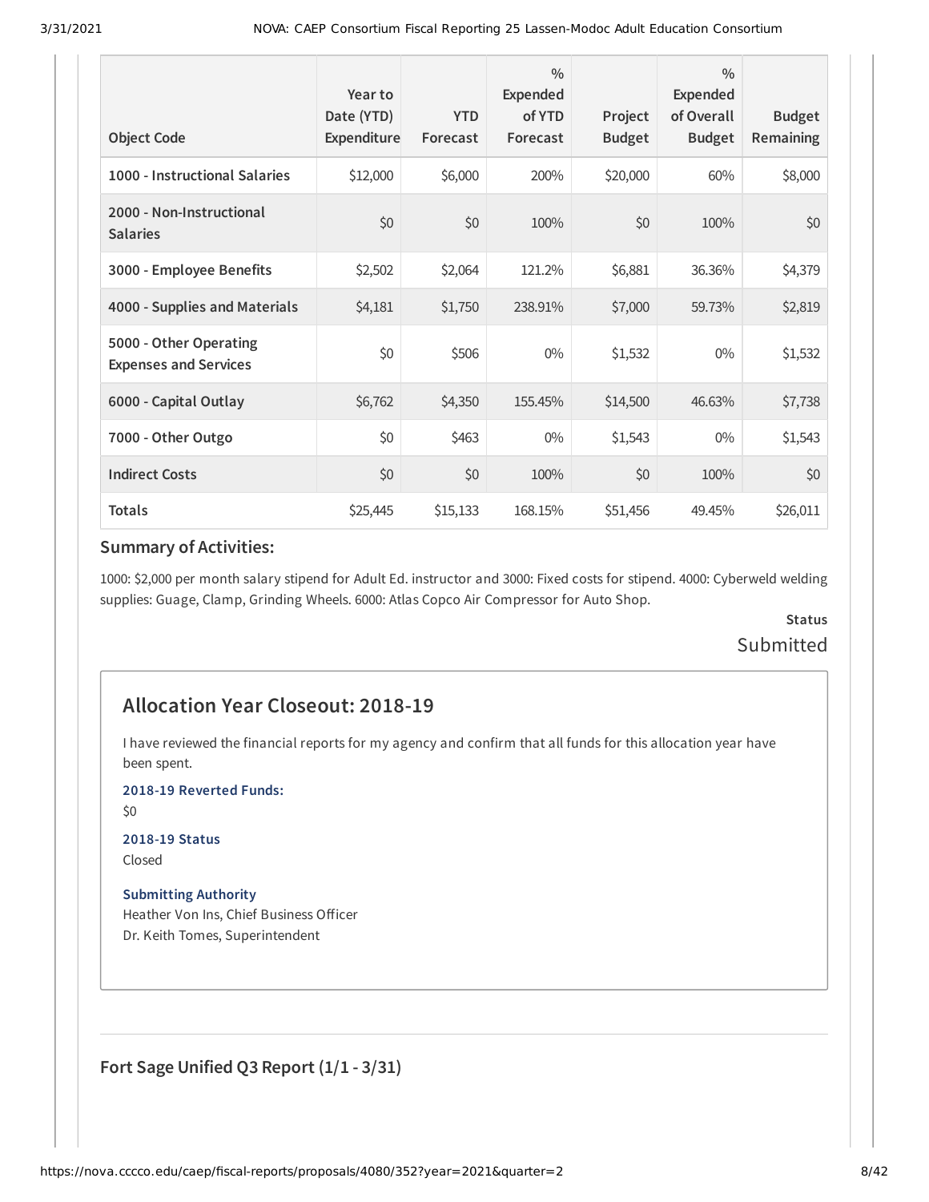| Object Code | Year to Date (YTD) Expenditure | YTD Forecast | % Expended of YTD Forecast | Project Budget | % Expended of Overall Budget | Budget Remaining |
|---|---|---|---|---|---|---|
| 1000 - Instructional Salaries | $12,000 | $6,000 | 200% | $20,000 | 60% | $8,000 |
| 2000 - Non-Instructional Salaries | $0 | $0 | 100% | $0 | 100% | $0 |
| 3000 - Employee Benefits | $2,502 | $2,064 | 121.2% | $6,881 | 36.36% | $4,379 |
| 4000 - Supplies and Materials | $4,181 | $1,750 | 238.91% | $7,000 | 59.73% | $2,819 |
| 5000 - Other Operating Expenses and Services | $0 | $506 | 0% | $1,532 | 0% | $1,532 |
| 6000 - Capital Outlay | $6,762 | $4,350 | 155.45% | $14,500 | 46.63% | $7,738 |
| 7000 - Other Outgo | $0 | $463 | 0% | $1,543 | 0% | $1,543 |
| Indirect Costs | $0 | $0 | 100% | $0 | 100% | $0 |
| Totals | $25,445 | $15,133 | 168.15% | $51,456 | 49.45% | $26,011 |

### Summary of Activities:

1000: $2,000 per month salary stipend for Adult Ed. instructor and 3000: Fixed costs for stipend. 4000: Cyberweld welding supplies: Guage, Clamp, Grinding Wheels. 6000: Atlas Copco Air Compressor for Auto Shop.

**Status**
Submitted

## Allocation Year Closeout: 2018-19

I have reviewed the financial reports for my agency and confirm that all funds for this allocation year have been spent.

**2018-19 Reverted Funds:**
$0

**2018-19 Status**
Closed

**Submitting Authority**
Heather Von Ins, Chief Business Officer
Dr. Keith Tomes, Superintendent

### Fort Sage Unified Q3 Report (1/1 - 3/31)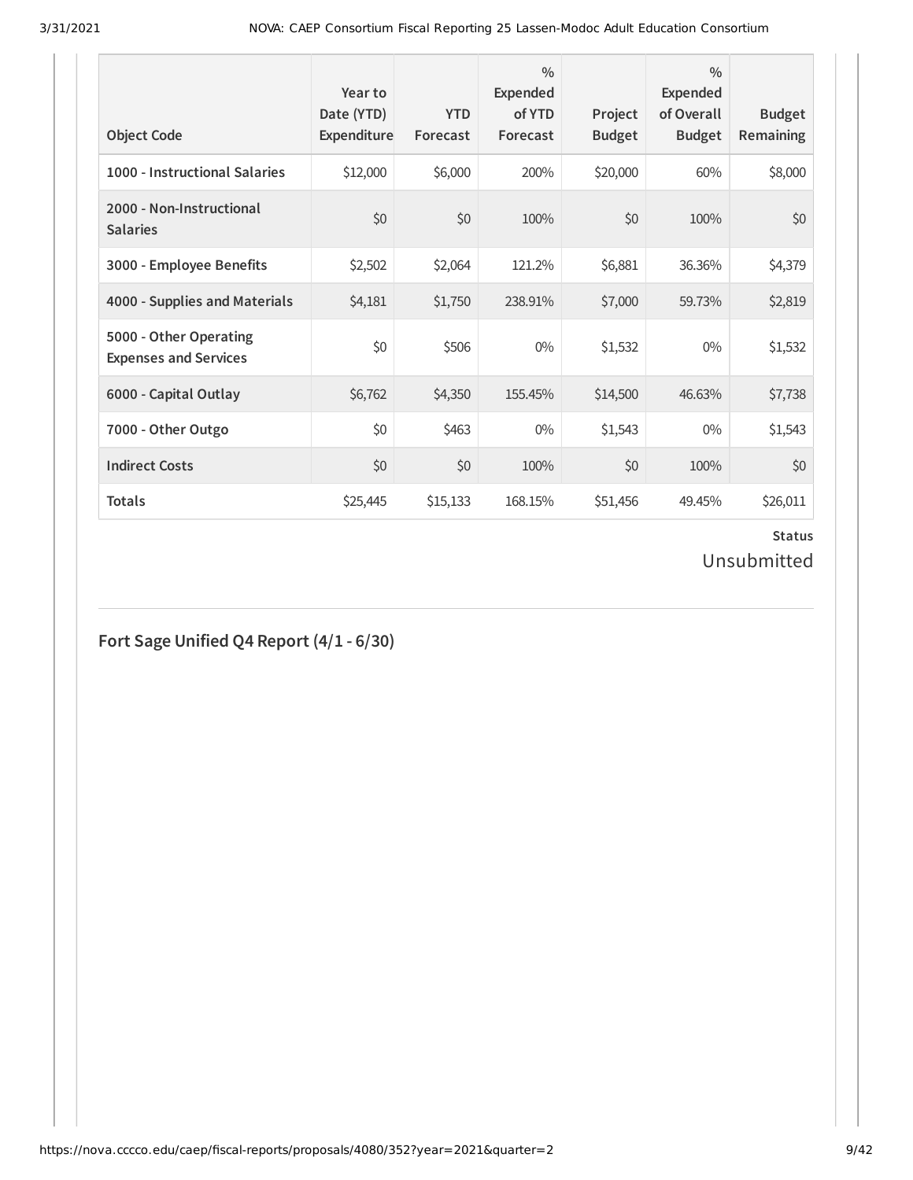| Object Code | Year to Date (YTD) Expenditure | YTD Forecast | % Expended of YTD Forecast | Project Budget | % Expended of Overall Budget | Budget Remaining |
|---|---|---|---|---|---|---|
| 1000 - Instructional Salaries | $12,000 | $6,000 | 200% | $20,000 | 60% | $8,000 |
| 2000 - Non-Instructional Salaries | $0 | $0 | 100% | $0 | 100% | $0 |
| 3000 - Employee Benefits | $2,502 | $2,064 | 121.2% | $6,881 | 36.36% | $4,379 |
| 4000 - Supplies and Materials | $4,181 | $1,750 | 238.91% | $7,000 | 59.73% | $2,819 |
| 5000 - Other Operating Expenses and Services | $0 | $506 | 0% | $1,532 | 0% | $1,532 |
| 6000 - Capital Outlay | $6,762 | $4,350 | 155.45% | $14,500 | 46.63% | $7,738 |
| 7000 - Other Outgo | $0 | $463 | 0% | $1,543 | 0% | $1,543 |
| Indirect Costs | $0 | $0 | 100% | $0 | 100% | $0 |
| Totals | $25,445 | $15,133 | 168.15% | $51,456 | 49.45% | $26,011 |

**Status**

Unsubmitted

## Fort Sage Unified Q4 Report (4/1 - 6/30)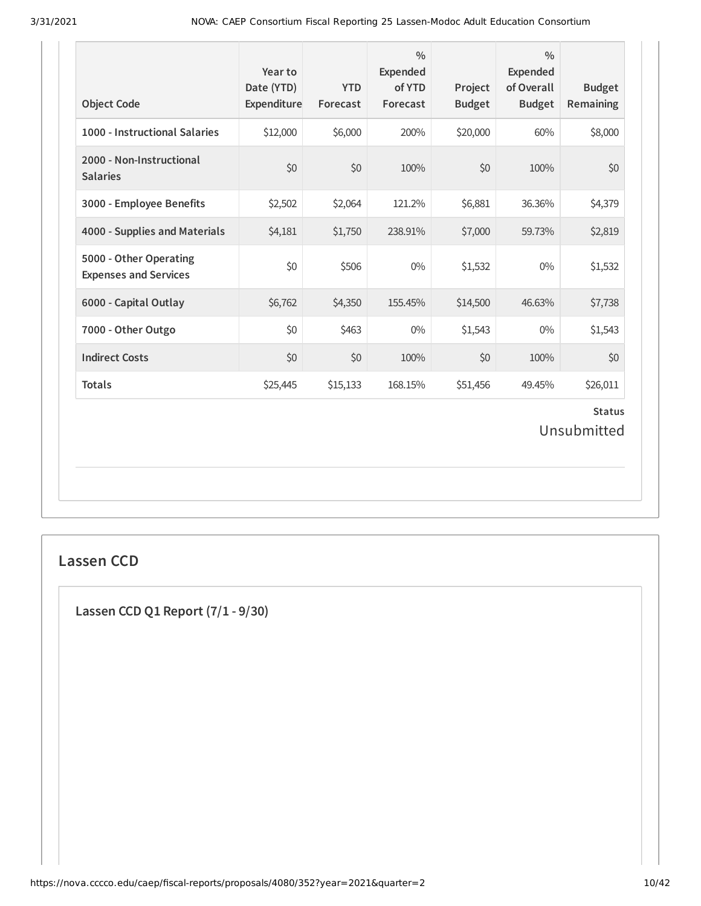| Object Code | Year to Date (YTD) Expenditure | YTD Forecast | % Expended of YTD Forecast | Project Budget | % Expended of Overall Budget | Budget Remaining |
|---|---|---|---|---|---|---|
| 1000 - Instructional Salaries | $12,000 | $6,000 | 200% | $20,000 | 60% | $8,000 |
| 2000 - Non-Instructional Salaries | $0 | $0 | 100% | $0 | 100% | $0 |
| 3000 - Employee Benefits | $2,502 | $2,064 | 121.2% | $6,881 | 36.36% | $4,379 |
| 4000 - Supplies and Materials | $4,181 | $1,750 | 238.91% | $7,000 | 59.73% | $2,819 |
| 5000 - Other Operating Expenses and Services | $0 | $506 | 0% | $1,532 | 0% | $1,532 |
| 6000 - Capital Outlay | $6,762 | $4,350 | 155.45% | $14,500 | 46.63% | $7,738 |
| 7000 - Other Outgo | $0 | $463 | 0% | $1,543 | 0% | $1,543 |
| Indirect Costs | $0 | $0 | 100% | $0 | 100% | $0 |
| Totals | $25,445 | $15,133 | 168.15% | $51,456 | 49.45% | $26,011 |

**Status**

Unsubmitted

## Lassen CCD

### Lassen CCD Q1 Report (7/1 - 9/30)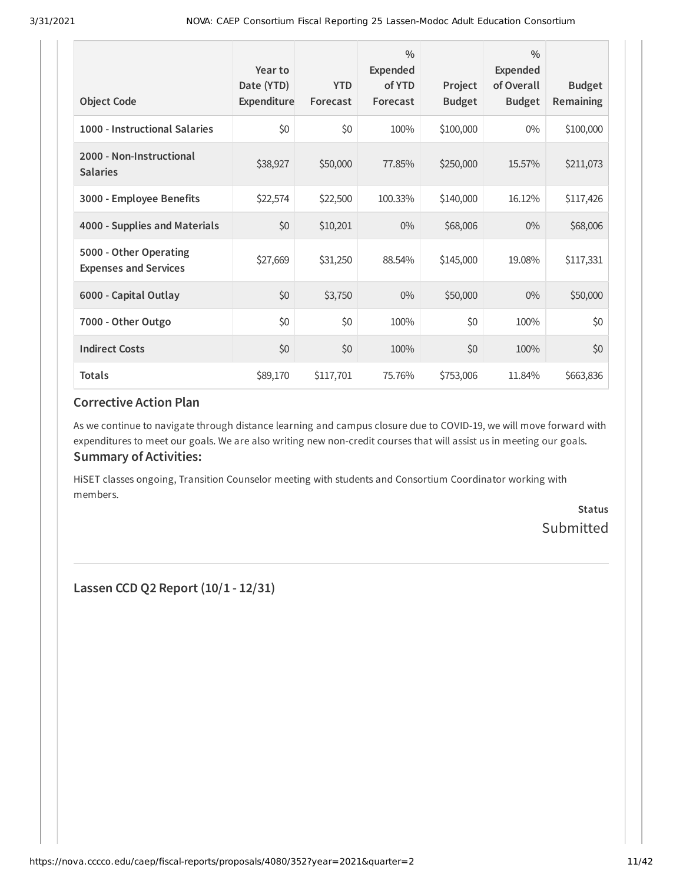| Object Code | Year to Date (YTD) Expenditure | YTD Forecast | % Expended of YTD Forecast | Project Budget | % Expended of Overall Budget | Budget Remaining |
| --- | --- | --- | --- | --- | --- | --- |
| 1000 - Instructional Salaries | $0 | $0 | 100% | $100,000 | 0% | $100,000 |
| 2000 - Non-Instructional Salaries | $38,927 | $50,000 | 77.85% | $250,000 | 15.57% | $211,073 |
| 3000 - Employee Benefits | $22,574 | $22,500 | 100.33% | $140,000 | 16.12% | $117,426 |
| 4000 - Supplies and Materials | $0 | $10,201 | 0% | $68,006 | 0% | $68,006 |
| 5000 - Other Operating Expenses and Services | $27,669 | $31,250 | 88.54% | $145,000 | 19.08% | $117,331 |
| 6000 - Capital Outlay | $0 | $3,750 | 0% | $50,000 | 0% | $50,000 |
| 7000 - Other Outgo | $0 | $0 | 100% | $0 | 100% | $0 |
| Indirect Costs | $0 | $0 | 100% | $0 | 100% | $0 |
| **Totals** | $89,170 | $117,701 | 75.76% | $753,006 | 11.84% | $663,836 |

### Corrective Action Plan

As we continue to navigate through distance learning and campus closure due to COVID-19, we will move forward with expenditures to meet our goals. We are also writing new non-credit courses that will assist us in meeting our goals.

### Summary of Activities:

HiSET classes ongoing, Transition Counselor meeting with students and Consortium Coordinator working with members.

**Status**
Submitted

---

## Lassen CCD Q2 Report (10/1 - 12/31)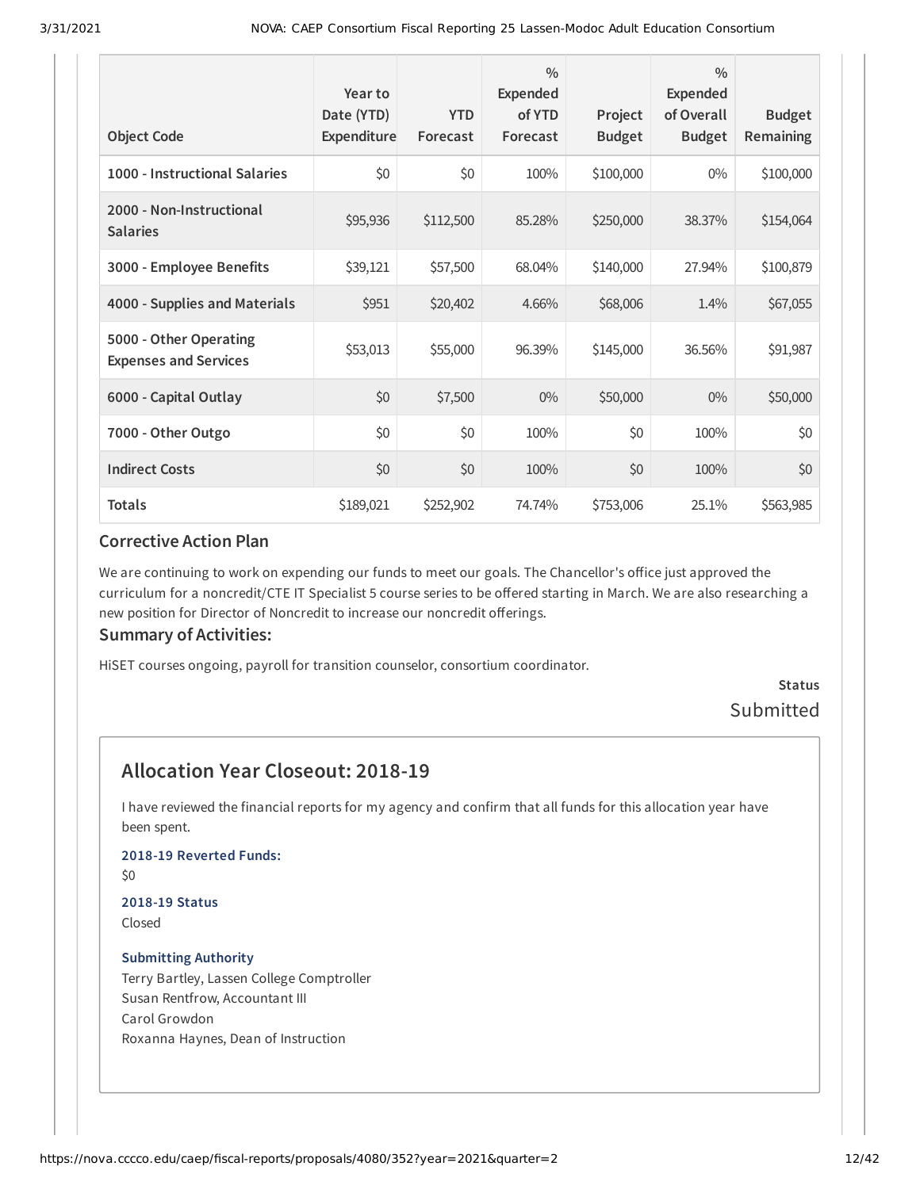| Object Code | Year to Date (YTD) Expenditure | YTD Forecast | % Expended of YTD Forecast | Project Budget | % Expended of Overall Budget | Budget Remaining |
| --- | --- | --- | --- | --- | --- | --- |
| 1000 - Instructional Salaries | $0 | $0 | 100% | $100,000 | 0% | $100,000 |
| 2000 - Non-Instructional Salaries | $95,936 | $112,500 | 85.28% | $250,000 | 38.37% | $154,064 |
| 3000 - Employee Benefits | $39,121 | $57,500 | 68.04% | $140,000 | 27.94% | $100,879 |
| 4000 - Supplies and Materials | $951 | $20,402 | 4.66% | $68,006 | 1.4% | $67,055 |
| 5000 - Other Operating Expenses and Services | $53,013 | $55,000 | 96.39% | $145,000 | 36.56% | $91,987 |
| 6000 - Capital Outlay | $0 | $7,500 | 0% | $50,000 | 0% | $50,000 |
| 7000 - Other Outgo | $0 | $0 | 100% | $0 | 100% | $0 |
| Indirect Costs | $0 | $0 | 100% | $0 | 100% | $0 |
| Totals | $189,021 | $252,902 | 74.74% | $753,006 | 25.1% | $563,985 |

### Corrective Action Plan

We are continuing to work on expending our funds to meet our goals. The Chancellor's office just approved the curriculum for a noncredit/CTE IT Specialist 5 course series to be offered starting in March. We are also researching a new position for Director of Noncredit to increase our noncredit offerings.

### Summary of Activities:

HiSET courses ongoing, payroll for transition counselor, consortium coordinator.

**Status**

Submitted

## Allocation Year Closeout: 2018-19

I have reviewed the financial reports for my agency and confirm that all funds for this allocation year have been spent.

**2018-19 Reverted Funds:**

$0

**2018-19 Status**

Closed

**Submitting Authority**

Terry Bartley, Lassen College Comptroller
Susan Rentfrow, Accountant III
Carol Growdon
Roxanna Haynes, Dean of Instruction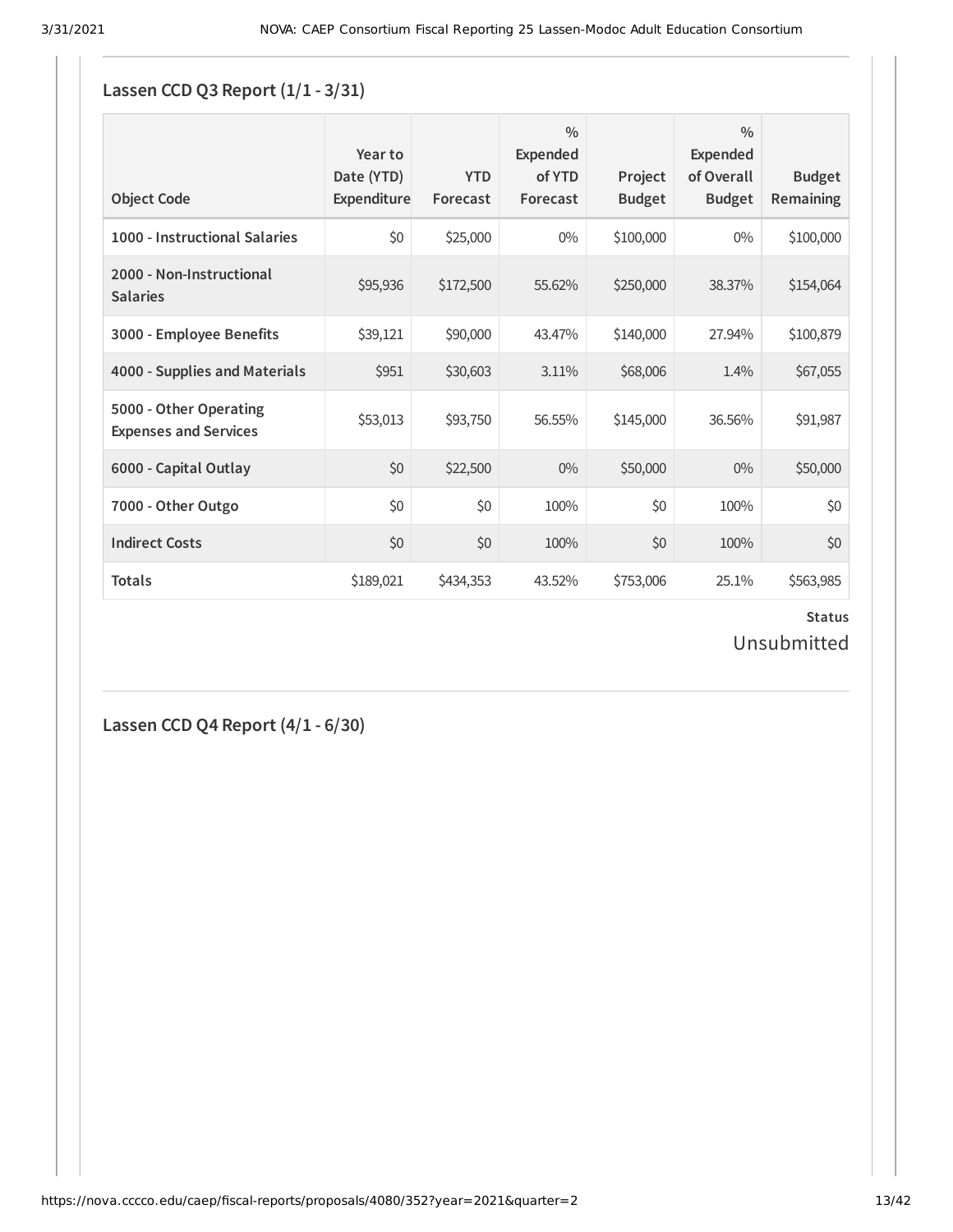## Lassen CCD Q3 Report (1/1 - 3/31)

| Object Code | Year to Date (YTD) Expenditure | YTD Forecast | % Expended of YTD Forecast | Project Budget | % Expended of Overall Budget | Budget Remaining |
|---|---|---|---|---|---|---|
| 1000 - Instructional Salaries | $0 | $25,000 | 0% | $100,000 | 0% | $100,000 |
| 2000 - Non-Instructional Salaries | $95,936 | $172,500 | 55.62% | $250,000 | 38.37% | $154,064 |
| 3000 - Employee Benefits | $39,121 | $90,000 | 43.47% | $140,000 | 27.94% | $100,879 |
| 4000 - Supplies and Materials | $951 | $30,603 | 3.11% | $68,006 | 1.4% | $67,055 |
| 5000 - Other Operating Expenses and Services | $53,013 | $93,750 | 56.55% | $145,000 | 36.56% | $91,987 |
| 6000 - Capital Outlay | $0 | $22,500 | 0% | $50,000 | 0% | $50,000 |
| 7000 - Other Outgo | $0 | $0 | 100% | $0 | 100% | $0 |
| Indirect Costs | $0 | $0 | 100% | $0 | 100% | $0 |
| Totals | $189,021 | $434,353 | 43.52% | $753,006 | 25.1% | $563,985 |

**Status**

Unsubmitted

## Lassen CCD Q4 Report (4/1 - 6/30)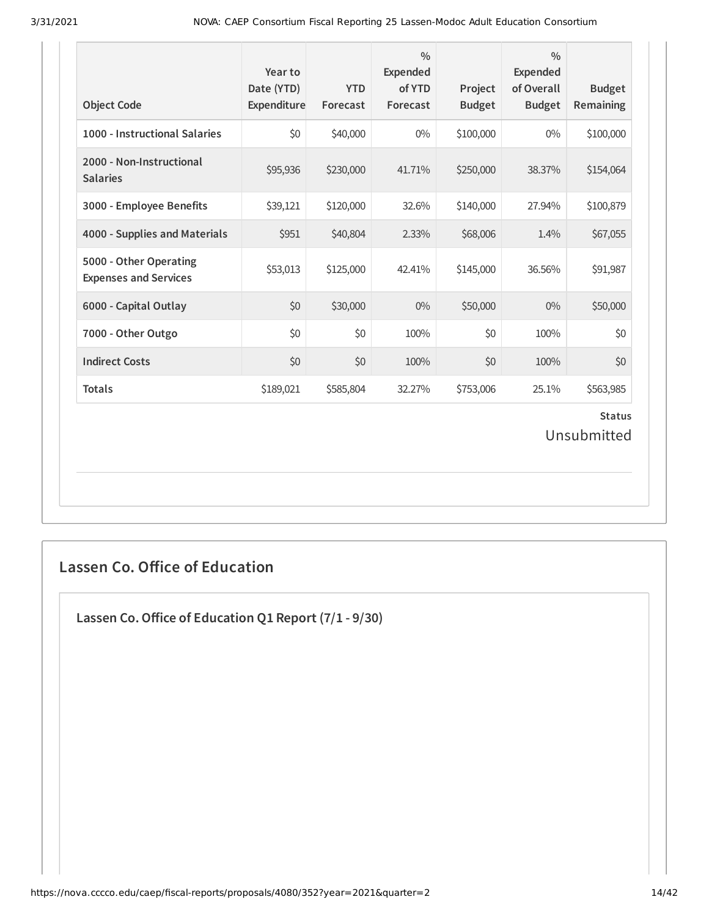| Object Code | Year to Date (YTD) Expenditure | YTD Forecast | % Expended of YTD Forecast | Project Budget | % Expended of Overall Budget | Budget Remaining |
|---|---|---|---|---|---|---|
| 1000 - Instructional Salaries | $0 | $40,000 | 0% | $100,000 | 0% | $100,000 |
| 2000 - Non-Instructional Salaries | $95,936 | $230,000 | 41.71% | $250,000 | 38.37% | $154,064 |
| 3000 - Employee Benefits | $39,121 | $120,000 | 32.6% | $140,000 | 27.94% | $100,879 |
| 4000 - Supplies and Materials | $951 | $40,804 | 2.33% | $68,006 | 1.4% | $67,055 |
| 5000 - Other Operating Expenses and Services | $53,013 | $125,000 | 42.41% | $145,000 | 36.56% | $91,987 |
| 6000 - Capital Outlay | $0 | $30,000 | 0% | $50,000 | 0% | $50,000 |
| 7000 - Other Outgo | $0 | $0 | 100% | $0 | 100% | $0 |
| Indirect Costs | $0 | $0 | 100% | $0 | 100% | $0 |
| Totals | $189,021 | $585,804 | 32.27% | $753,006 | 25.1% | $563,985 |

**Status**

Unsubmitted

## Lassen Co. Office of Education

### Lassen Co. Office of Education Q1 Report (7/1 - 9/30)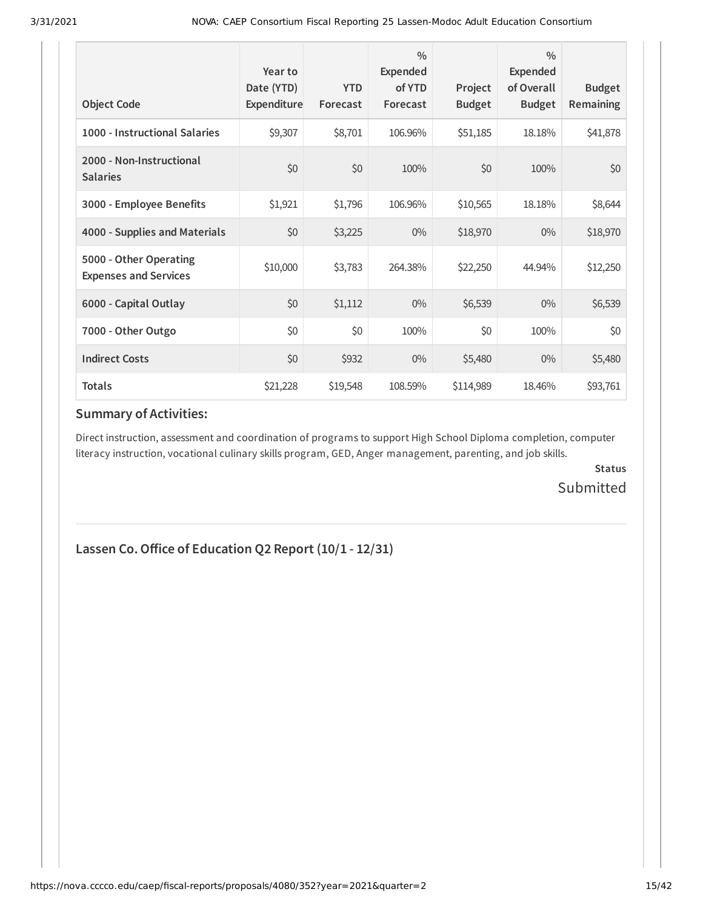| Object Code | Year to Date (YTD) Expenditure | YTD Forecast | % Expended of YTD Forecast | Project Budget | % Expended of Overall Budget | Budget Remaining |
|---|---|---|---|---|---|---|
| 1000 - Instructional Salaries | $9,307 | $8,701 | 106.96% | $51,185 | 18.18% | $41,878 |
| 2000 - Non-Instructional Salaries | $0 | $0 | 100% | $0 | 100% | $0 |
| 3000 - Employee Benefits | $1,921 | $1,796 | 106.96% | $10,565 | 18.18% | $8,644 |
| 4000 - Supplies and Materials | $0 | $3,225 | 0% | $18,970 | 0% | $18,970 |
| 5000 - Other Operating Expenses and Services | $10,000 | $3,783 | 264.38% | $22,250 | 44.94% | $12,250 |
| 6000 - Capital Outlay | $0 | $1,112 | 0% | $6,539 | 0% | $6,539 |
| 7000 - Other Outgo | $0 | $0 | 100% | $0 | 100% | $0 |
| Indirect Costs | $0 | $932 | 0% | $5,480 | 0% | $5,480 |
| **Totals** | $21,228 | $19,548 | 108.59% | $114,989 | 18.46% | $93,761 |

### Summary of Activities:

Direct instruction, assessment and coordination of programs to support High School Diploma completion, computer literacy instruction, vocational culinary skills program, GED, Anger management, parenting, and job skills.

**Status**

Submitted

## Lassen Co. Office of Education Q2 Report (10/1 - 12/31)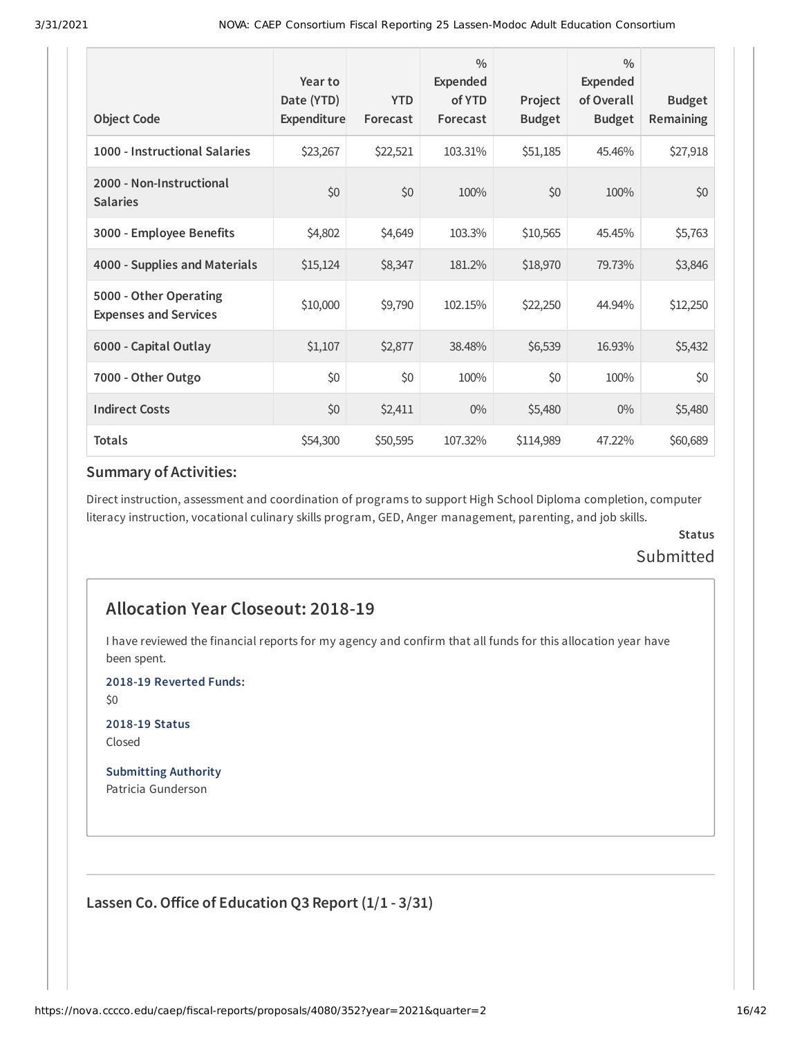| Object Code | Year to Date (YTD) Expenditure | YTD Forecast | % Expended of YTD Forecast | Project Budget | % Expended of Overall Budget | Budget Remaining |
|---|---|---|---|---|---|---|
| 1000 - Instructional Salaries | $23,267 | $22,521 | 103.31% | $51,185 | 45.46% | $27,918 |
| 2000 - Non-Instructional Salaries | $0 | $0 | 100% | $0 | 100% | $0 |
| 3000 - Employee Benefits | $4,802 | $4,649 | 103.3% | $10,565 | 45.45% | $5,763 |
| 4000 - Supplies and Materials | $15,124 | $8,347 | 181.2% | $18,970 | 79.73% | $3,846 |
| 5000 - Other Operating Expenses and Services | $10,000 | $9,790 | 102.15% | $22,250 | 44.94% | $12,250 |
| 6000 - Capital Outlay | $1,107 | $2,877 | 38.48% | $6,539 | 16.93% | $5,432 |
| 7000 - Other Outgo | $0 | $0 | 100% | $0 | 100% | $0 |
| Indirect Costs | $0 | $2,411 | 0% | $5,480 | 0% | $5,480 |
| Totals | $54,300 | $50,595 | 107.32% | $114,989 | 47.22% | $60,689 |

### Summary of Activities:

Direct instruction, assessment and coordination of programs to support High School Diploma completion, computer literacy instruction, vocational culinary skills program, GED, Anger management, parenting, and job skills.

**Status**

Submitted

## Allocation Year Closeout: 2018-19

I have reviewed the financial reports for my agency and confirm that all funds for this allocation year have been spent.

**2018-19 Reverted Funds:**

$0

**2018-19 Status**

Closed

**Submitting Authority**

Patricia Gunderson

### Lassen Co. Office of Education Q3 Report (1/1 - 3/31)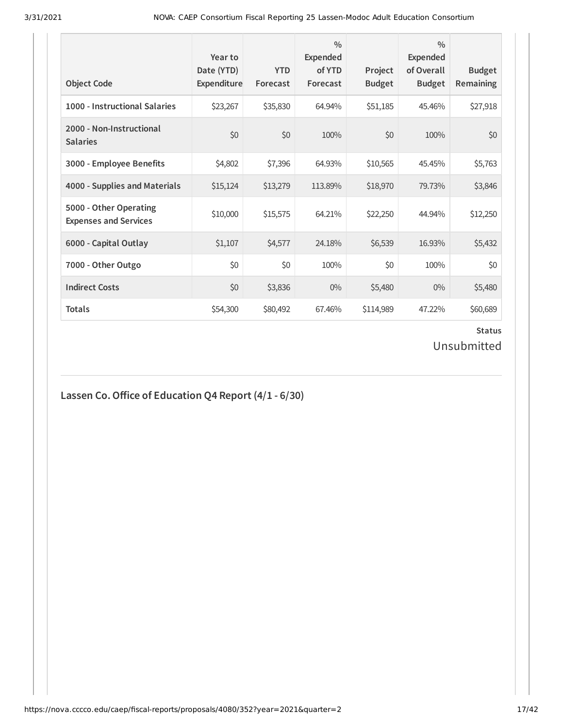| Object Code | Year to Date (YTD) Expenditure | YTD Forecast | % Expended of YTD Forecast | Project Budget | % Expended of Overall Budget | Budget Remaining |
|---|---|---|---|---|---|---|
| **1000 - Instructional Salaries** | $23,267 | $35,830 | 64.94% | $51,185 | 45.46% | $27,918 |
| **2000 - Non-Instructional Salaries** | $0 | $0 | 100% | $0 | 100% | $0 |
| **3000 - Employee Benefits** | $4,802 | $7,396 | 64.93% | $10,565 | 45.45% | $5,763 |
| **4000 - Supplies and Materials** | $15,124 | $13,279 | 113.89% | $18,970 | 79.73% | $3,846 |
| **5000 - Other Operating Expenses and Services** | $10,000 | $15,575 | 64.21% | $22,250 | 44.94% | $12,250 |
| **6000 - Capital Outlay** | $1,107 | $4,577 | 24.18% | $6,539 | 16.93% | $5,432 |
| **7000 - Other Outgo** | $0 | $0 | 100% | $0 | 100% | $0 |
| **Indirect Costs** | $0 | $3,836 | 0% | $5,480 | 0% | $5,480 |
| **Totals** | $54,300 | $80,492 | 67.46% | $114,989 | 47.22% | $60,689 |

**Status**

Unsubmitted

## Lassen Co. Office of Education Q4 Report (4/1 - 6/30)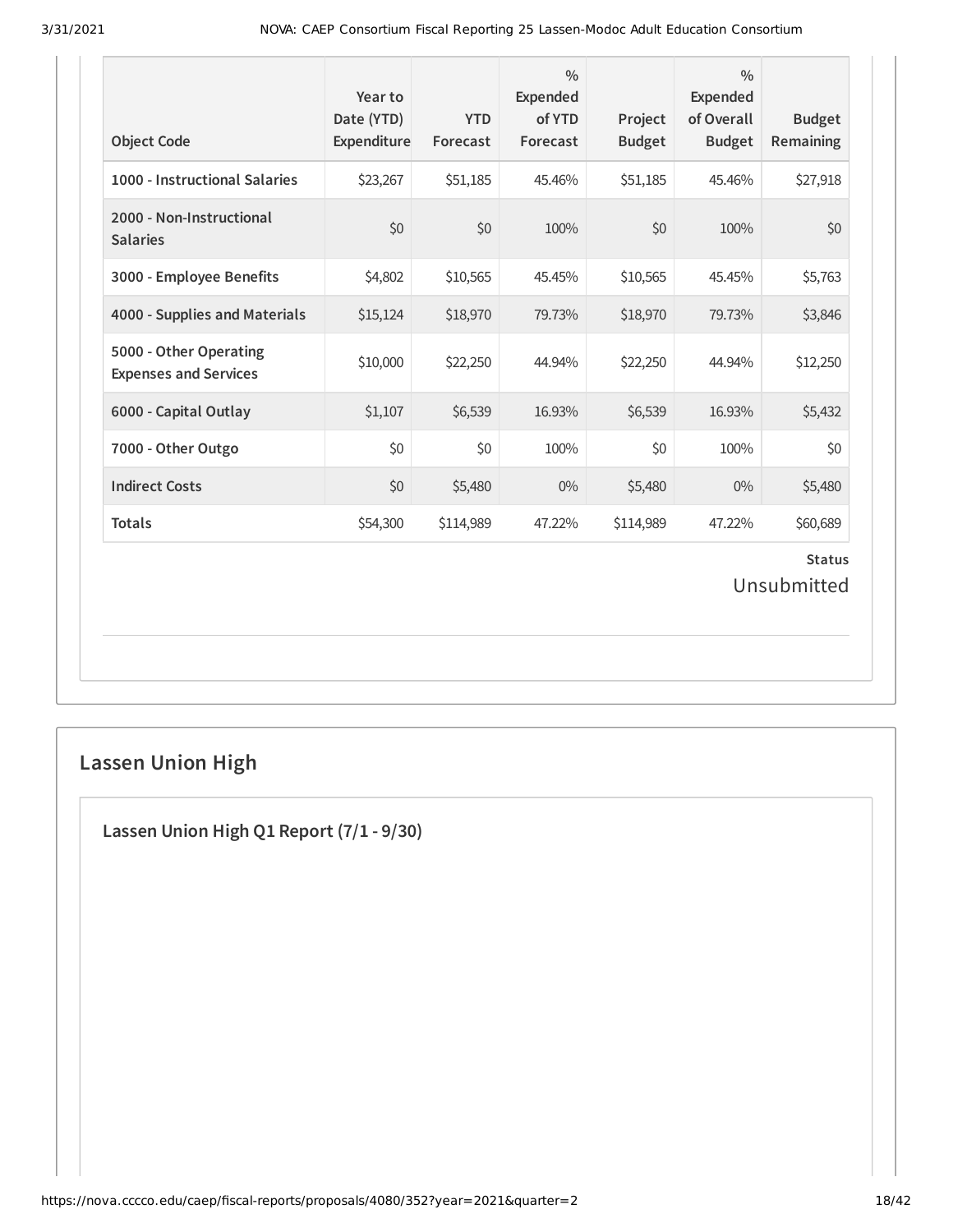| Object Code | Year to Date (YTD) Expenditure | YTD Forecast | % Expended of YTD Forecast | Project Budget | % Expended of Overall Budget | Budget Remaining |
|---|---|---|---|---|---|---|
| 1000 - Instructional Salaries | $23,267 | $51,185 | 45.46% | $51,185 | 45.46% | $27,918 |
| 2000 - Non-Instructional Salaries | $0 | $0 | 100% | $0 | 100% | $0 |
| 3000 - Employee Benefits | $4,802 | $10,565 | 45.45% | $10,565 | 45.45% | $5,763 |
| 4000 - Supplies and Materials | $15,124 | $18,970 | 79.73% | $18,970 | 79.73% | $3,846 |
| 5000 - Other Operating Expenses and Services | $10,000 | $22,250 | 44.94% | $22,250 | 44.94% | $12,250 |
| 6000 - Capital Outlay | $1,107 | $6,539 | 16.93% | $6,539 | 16.93% | $5,432 |
| 7000 - Other Outgo | $0 | $0 | 100% | $0 | 100% | $0 |
| Indirect Costs | $0 | $5,480 | 0% | $5,480 | 0% | $5,480 |
| Totals | $54,300 | $114,989 | 47.22% | $114,989 | 47.22% | $60,689 |

**Status**

Unsubmitted

## Lassen Union High

### Lassen Union High Q1 Report (7/1 - 9/30)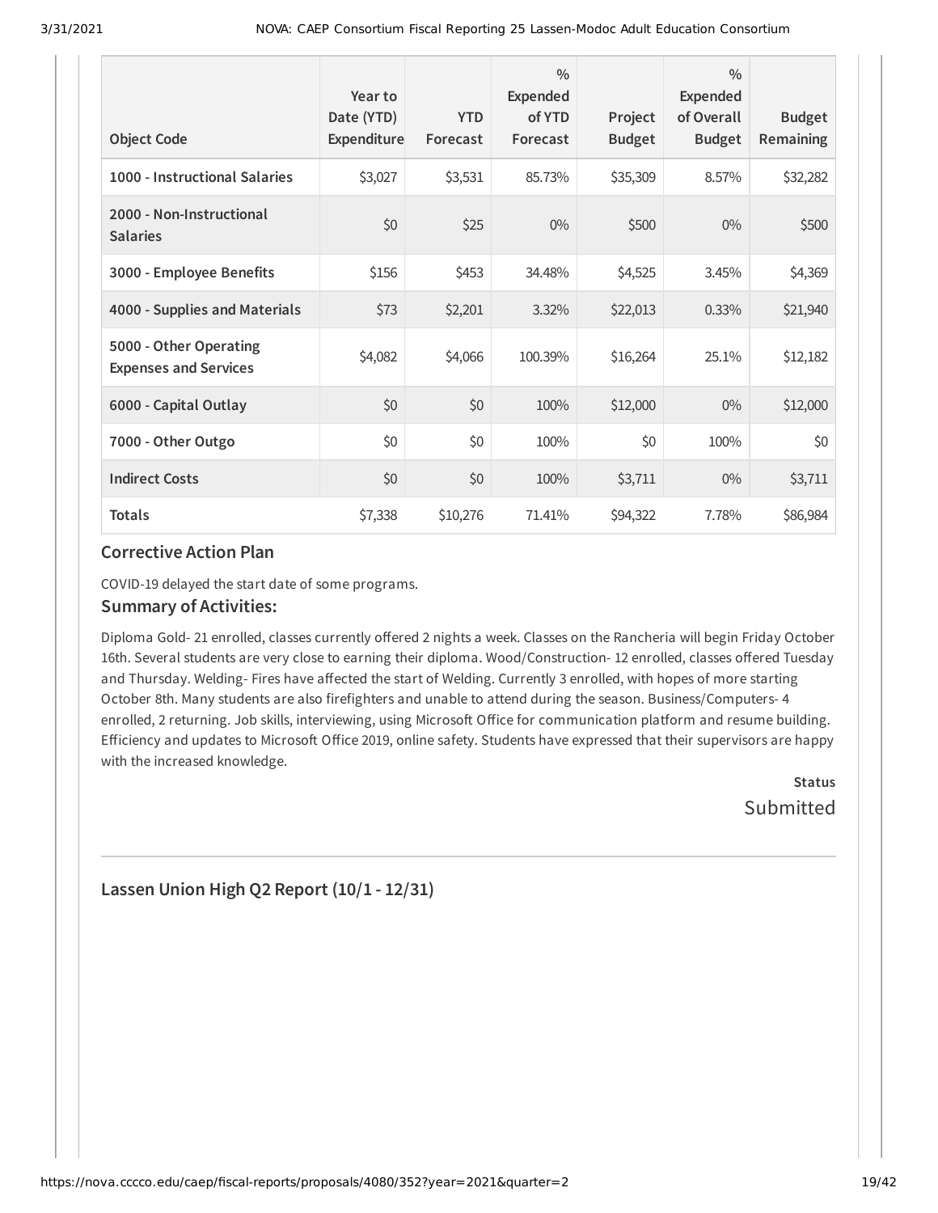| Object Code | Year to Date (YTD) Expenditure | YTD Forecast | % Expended of YTD Forecast | Project Budget | % Expended of Overall Budget | Budget Remaining |
| --- | --- | --- | --- | --- | --- | --- |
| 1000 - Instructional Salaries | $3,027 | $3,531 | 85.73% | $35,309 | 8.57% | $32,282 |
| 2000 - Non-Instructional Salaries | $0 | $25 | 0% | $500 | 0% | $500 |
| 3000 - Employee Benefits | $156 | $453 | 34.48% | $4,525 | 3.45% | $4,369 |
| 4000 - Supplies and Materials | $73 | $2,201 | 3.32% | $22,013 | 0.33% | $21,940 |
| 5000 - Other Operating Expenses and Services | $4,082 | $4,066 | 100.39% | $16,264 | 25.1% | $12,182 |
| 6000 - Capital Outlay | $0 | $0 | 100% | $12,000 | 0% | $12,000 |
| 7000 - Other Outgo | $0 | $0 | 100% | $0 | 100% | $0 |
| Indirect Costs | $0 | $0 | 100% | $3,711 | 0% | $3,711 |
| Totals | $7,338 | $10,276 | 71.41% | $94,322 | 7.78% | $86,984 |

### Corrective Action Plan

COVID-19 delayed the start date of some programs.

### Summary of Activities:

Diploma Gold- 21 enrolled, classes currently offered 2 nights a week. Classes on the Rancheria will begin Friday October 16th. Several students are very close to earning their diploma. Wood/Construction- 12 enrolled, classes offered Tuesday and Thursday. Welding- Fires have affected the start of Welding. Currently 3 enrolled, with hopes of more starting October 8th. Many students are also firefighters and unable to attend during the season. Business/Computers- 4 enrolled, 2 returning. Job skills, interviewing, using Microsoft Office for communication platform and resume building. Efficiency and updates to Microsoft Office 2019, online safety. Students have expressed that their supervisors are happy with the increased knowledge.

**Status**

Submitted

---

### Lassen Union High Q2 Report (10/1 - 12/31)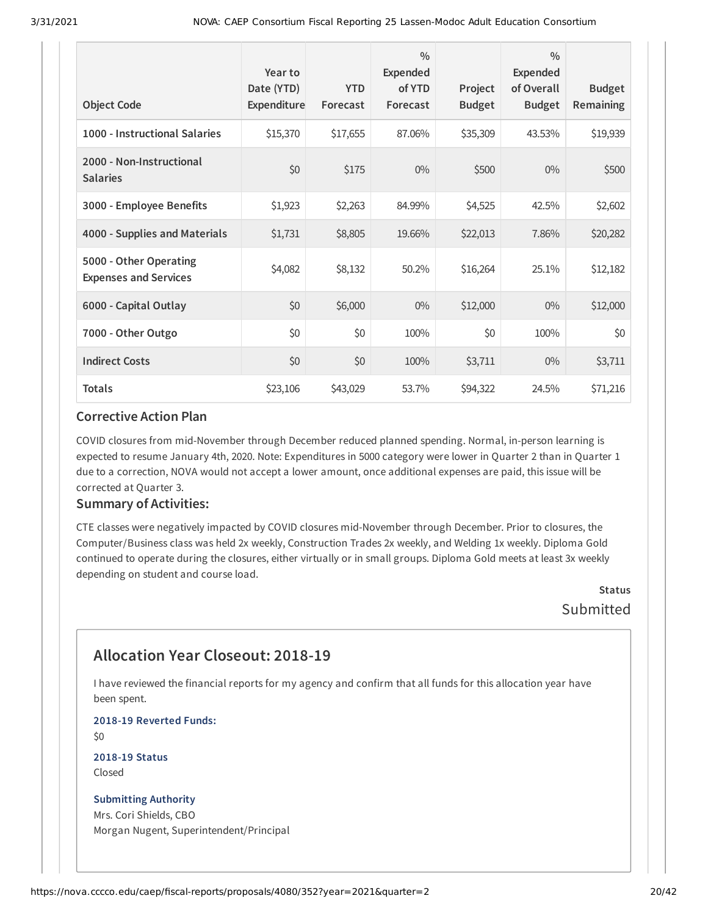| Object Code | Year to Date (YTD) Expenditure | YTD Forecast | % Expended of YTD Forecast | Project Budget | % Expended of Overall Budget | Budget Remaining |
| --- | --- | --- | --- | --- | --- | --- |
| 1000 - Instructional Salaries | $15,370 | $17,655 | 87.06% | $35,309 | 43.53% | $19,939 |
| 2000 - Non-Instructional Salaries | $0 | $175 | 0% | $500 | 0% | $500 |
| 3000 - Employee Benefits | $1,923 | $2,263 | 84.99% | $4,525 | 42.5% | $2,602 |
| 4000 - Supplies and Materials | $1,731 | $8,805 | 19.66% | $22,013 | 7.86% | $20,282 |
| 5000 - Other Operating Expenses and Services | $4,082 | $8,132 | 50.2% | $16,264 | 25.1% | $12,182 |
| 6000 - Capital Outlay | $0 | $6,000 | 0% | $12,000 | 0% | $12,000 |
| 7000 - Other Outgo | $0 | $0 | 100% | $0 | 100% | $0 |
| Indirect Costs | $0 | $0 | 100% | $3,711 | 0% | $3,711 |
| Totals | $23,106 | $43,029 | 53.7% | $94,322 | 24.5% | $71,216 |

### Corrective Action Plan

COVID closures from mid-November through December reduced planned spending. Normal, in-person learning is expected to resume January 4th, 2020. Note: Expenditures in 5000 category were lower in Quarter 2 than in Quarter 1 due to a correction, NOVA would not accept a lower amount, once additional expenses are paid, this issue will be corrected at Quarter 3.

### Summary of Activities:

CTE classes were negatively impacted by COVID closures mid-November through December. Prior to closures, the Computer/Business class was held 2x weekly, Construction Trades 2x weekly, and Welding 1x weekly. Diploma Gold continued to operate during the closures, either virtually or in small groups. Diploma Gold meets at least 3x weekly depending on student and course load.

**Status**
Submitted

## Allocation Year Closeout: 2018-19

I have reviewed the financial reports for my agency and confirm that all funds for this allocation year have been spent.

**2018-19 Reverted Funds:**
$0

**2018-19 Status**
Closed

**Submitting Authority**
Mrs. Cori Shields, CBO
Morgan Nugent, Superintendent/Principal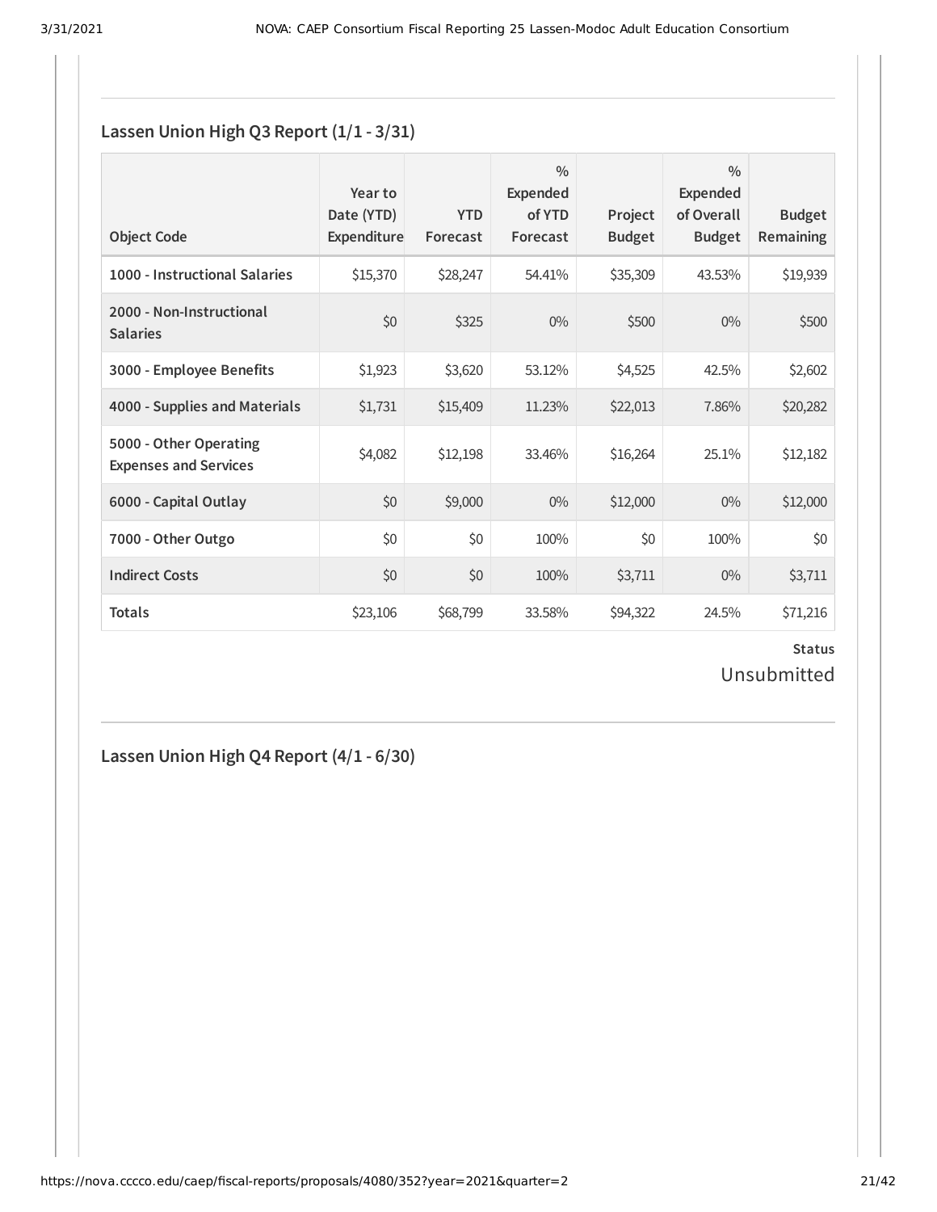## Lassen Union High Q3 Report (1/1 - 3/31)

| Object Code | Year to Date (YTD) Expenditure | YTD Forecast | % Expended of YTD Forecast | Project Budget | % Expended of Overall Budget | Budget Remaining |
|---|---|---|---|---|---|---|
| 1000 - Instructional Salaries | $15,370 | $28,247 | 54.41% | $35,309 | 43.53% | $19,939 |
| 2000 - Non-Instructional Salaries | $0 | $325 | 0% | $500 | 0% | $500 |
| 3000 - Employee Benefits | $1,923 | $3,620 | 53.12% | $4,525 | 42.5% | $2,602 |
| 4000 - Supplies and Materials | $1,731 | $15,409 | 11.23% | $22,013 | 7.86% | $20,282 |
| 5000 - Other Operating Expenses and Services | $4,082 | $12,198 | 33.46% | $16,264 | 25.1% | $12,182 |
| 6000 - Capital Outlay | $0 | $9,000 | 0% | $12,000 | 0% | $12,000 |
| 7000 - Other Outgo | $0 | $0 | 100% | $0 | 100% | $0 |
| Indirect Costs | $0 | $0 | 100% | $3,711 | 0% | $3,711 |
| Totals | $23,106 | $68,799 | 33.58% | $94,322 | 24.5% | $71,216 |

**Status**

Unsubmitted

## Lassen Union High Q4 Report (4/1 - 6/30)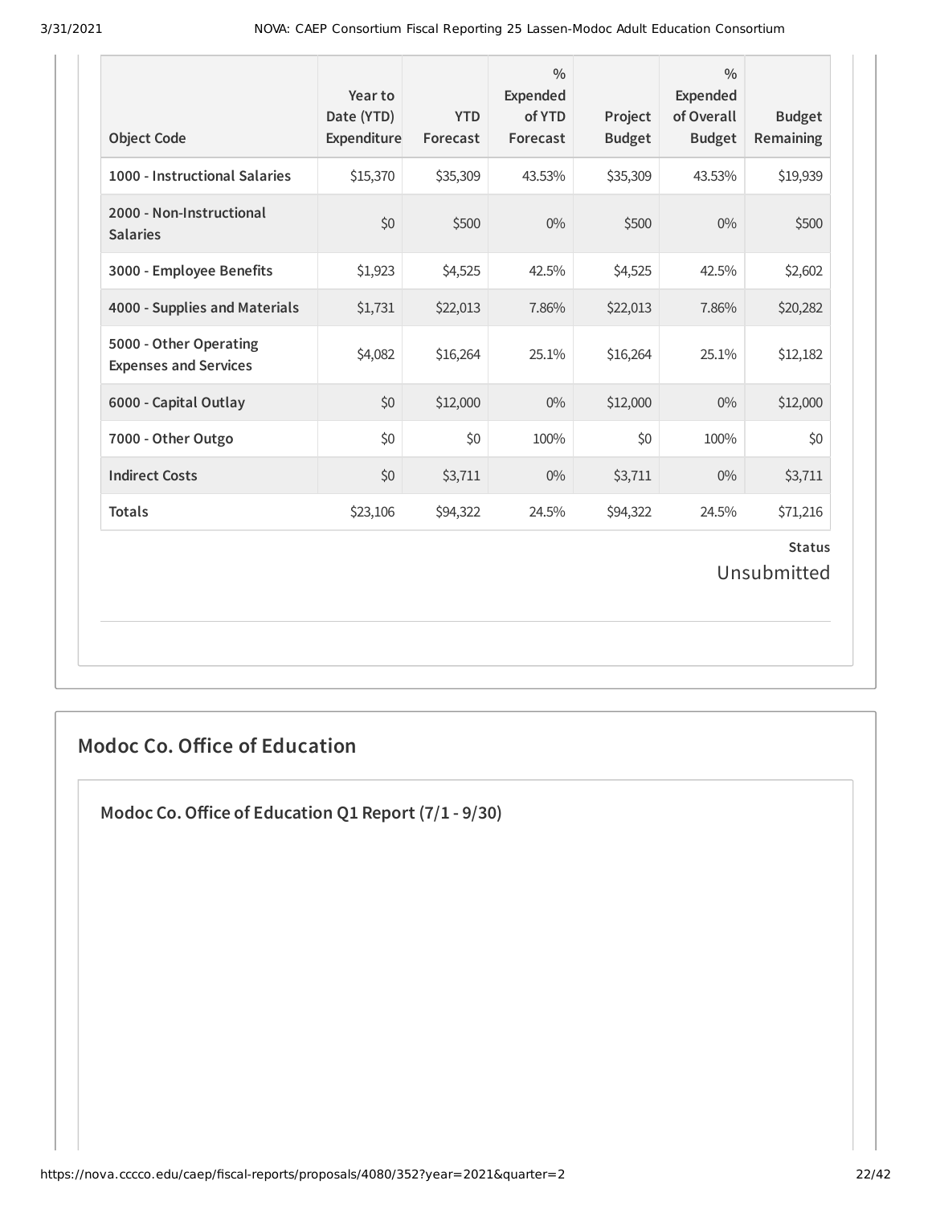| Object Code | Year to Date (YTD) Expenditure | YTD Forecast | % Expended of YTD Forecast | Project Budget | % Expended of Overall Budget | Budget Remaining |
|---|---|---|---|---|---|---|
| 1000 - Instructional Salaries | $15,370 | $35,309 | 43.53% | $35,309 | 43.53% | $19,939 |
| 2000 - Non-Instructional Salaries | $0 | $500 | 0% | $500 | 0% | $500 |
| 3000 - Employee Benefits | $1,923 | $4,525 | 42.5% | $4,525 | 42.5% | $2,602 |
| 4000 - Supplies and Materials | $1,731 | $22,013 | 7.86% | $22,013 | 7.86% | $20,282 |
| 5000 - Other Operating Expenses and Services | $4,082 | $16,264 | 25.1% | $16,264 | 25.1% | $12,182 |
| 6000 - Capital Outlay | $0 | $12,000 | 0% | $12,000 | 0% | $12,000 |
| 7000 - Other Outgo | $0 | $0 | 100% | $0 | 100% | $0 |
| Indirect Costs | $0 | $3,711 | 0% | $3,711 | 0% | $3,711 |
| Totals | $23,106 | $94,322 | 24.5% | $94,322 | 24.5% | $71,216 |

**Status**

Unsubmitted

## Modoc Co. Office of Education

### Modoc Co. Office of Education Q1 Report (7/1 - 9/30)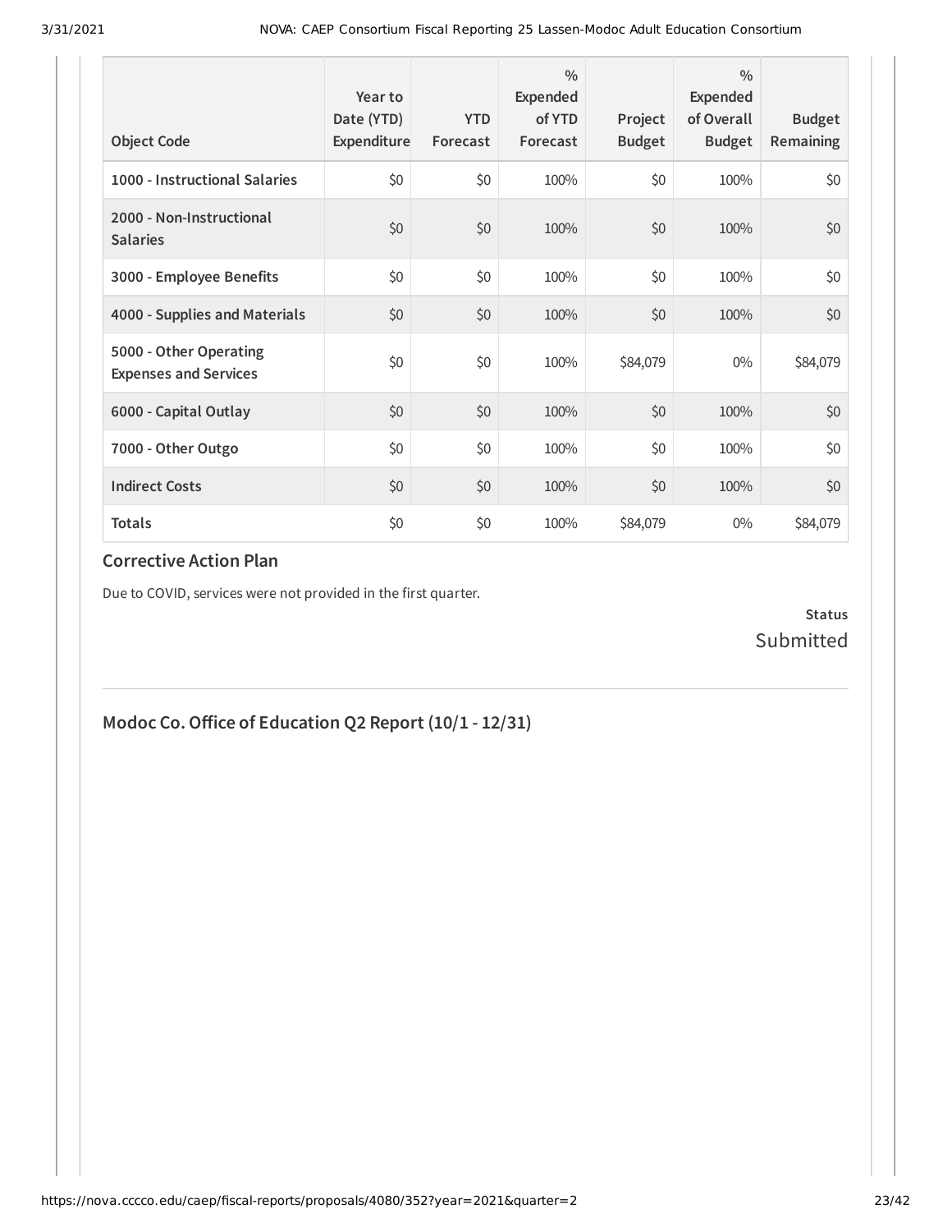| Object Code | Year to Date (YTD) Expenditure | YTD Forecast | % Expended of YTD Forecast | Project Budget | % Expended of Overall Budget | Budget Remaining |
|---|---|---|---|---|---|---|
| **1000 - Instructional Salaries** | $0 | $0 | 100% | $0 | 100% | $0 |
| **2000 - Non-Instructional Salaries** | $0 | $0 | 100% | $0 | 100% | $0 |
| **3000 - Employee Benefits** | $0 | $0 | 100% | $0 | 100% | $0 |
| **4000 - Supplies and Materials** | $0 | $0 | 100% | $0 | 100% | $0 |
| **5000 - Other Operating Expenses and Services** | $0 | $0 | 100% | $84,079 | 0% | $84,079 |
| **6000 - Capital Outlay** | $0 | $0 | 100% | $0 | 100% | $0 |
| **7000 - Other Outgo** | $0 | $0 | 100% | $0 | 100% | $0 |
| **Indirect Costs** | $0 | $0 | 100% | $0 | 100% | $0 |
| **Totals** | $0 | $0 | 100% | $84,079 | 0% | $84,079 |

### Corrective Action Plan

Due to COVID, services were not provided in the first quarter.

**Status**
Submitted

## Modoc Co. Office of Education Q2 Report (10/1 - 12/31)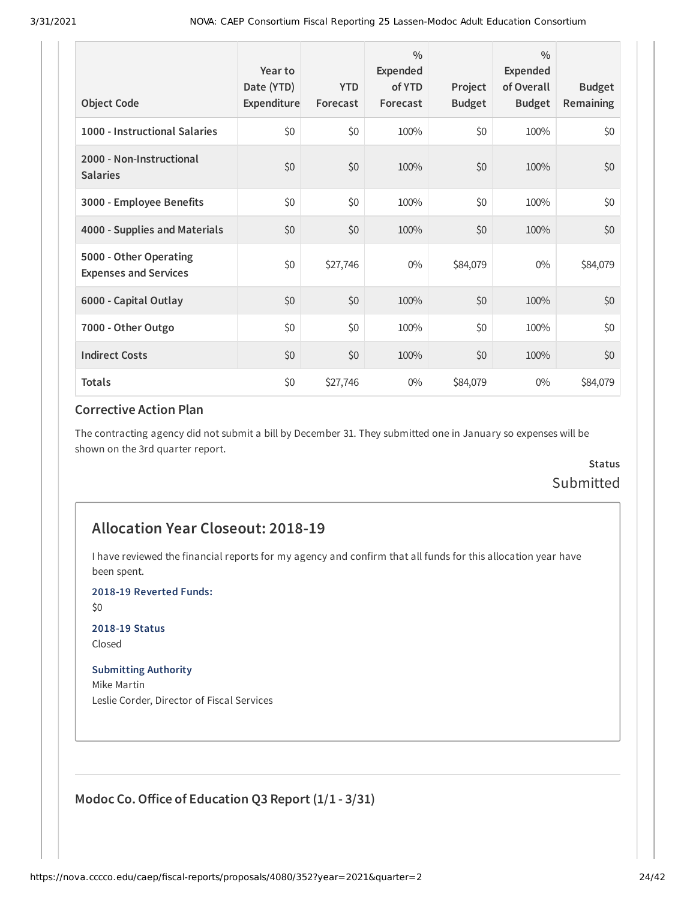| Object Code | Year to Date (YTD) Expenditure | YTD Forecast | % Expended of YTD Forecast | Project Budget | % Expended of Overall Budget | Budget Remaining |
|---|---|---|---|---|---|---|
| 1000 - Instructional Salaries | $0 | $0 | 100% | $0 | 100% | $0 |
| 2000 - Non-Instructional Salaries | $0 | $0 | 100% | $0 | 100% | $0 |
| 3000 - Employee Benefits | $0 | $0 | 100% | $0 | 100% | $0 |
| 4000 - Supplies and Materials | $0 | $0 | 100% | $0 | 100% | $0 |
| 5000 - Other Operating Expenses and Services | $0 | $27,746 | 0% | $84,079 | 0% | $84,079 |
| 6000 - Capital Outlay | $0 | $0 | 100% | $0 | 100% | $0 |
| 7000 - Other Outgo | $0 | $0 | 100% | $0 | 100% | $0 |
| Indirect Costs | $0 | $0 | 100% | $0 | 100% | $0 |
| Totals | $0 | $27,746 | 0% | $84,079 | 0% | $84,079 |

### Corrective Action Plan

The contracting agency did not submit a bill by December 31. They submitted one in January so expenses will be shown on the 3rd quarter report.

**Status**
Submitted

## Allocation Year Closeout: 2018-19

I have reviewed the financial reports for my agency and confirm that all funds for this allocation year have been spent.

**2018-19 Reverted Funds:**
$0

**2018-19 Status**
Closed

**Submitting Authority**
Mike Martin
Leslie Corder, Director of Fiscal Services

### Modoc Co. Office of Education Q3 Report (1/1 - 3/31)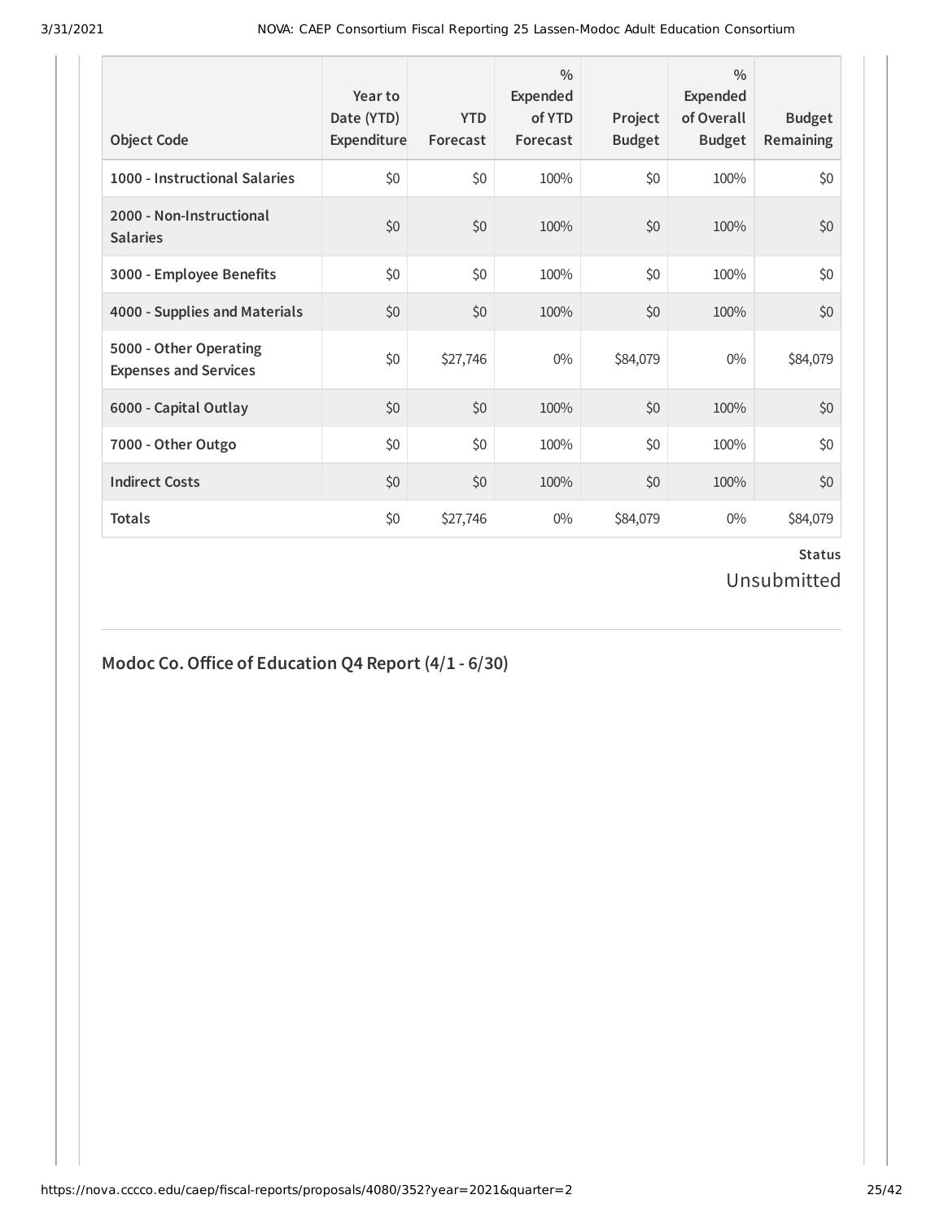| Object Code | Year to Date (YTD) Expenditure | YTD Forecast | % Expended of YTD Forecast | Project Budget | % Expended of Overall Budget | Budget Remaining |
|---|---|---|---|---|---|---|
| **1000 - Instructional Salaries** | $0 | $0 | 100% | $0 | 100% | $0 |
| **2000 - Non-Instructional Salaries** | $0 | $0 | 100% | $0 | 100% | $0 |
| **3000 - Employee Benefits** | $0 | $0 | 100% | $0 | 100% | $0 |
| **4000 - Supplies and Materials** | $0 | $0 | 100% | $0 | 100% | $0 |
| **5000 - Other Operating Expenses and Services** | $0 | $27,746 | 0% | $84,079 | 0% | $84,079 |
| **6000 - Capital Outlay** | $0 | $0 | 100% | $0 | 100% | $0 |
| **7000 - Other Outgo** | $0 | $0 | 100% | $0 | 100% | $0 |
| **Indirect Costs** | $0 | $0 | 100% | $0 | 100% | $0 |
| **Totals** | $0 | $27,746 | 0% | $84,079 | 0% | $84,079 |

**Status**

Unsubmitted

## Modoc Co. Office of Education Q4 Report (4/1 - 6/30)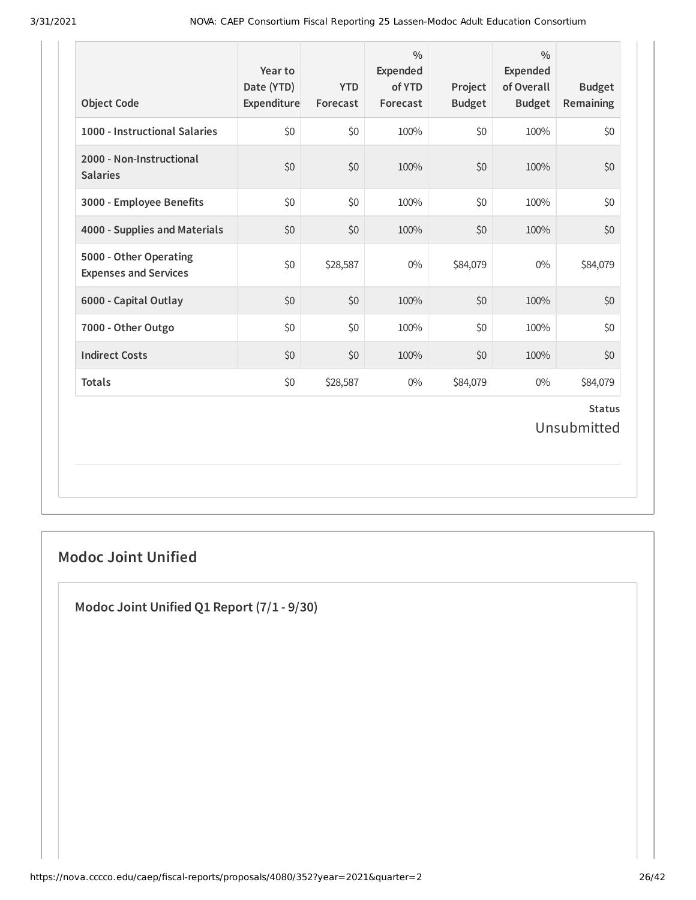| Object Code | Year to Date (YTD) Expenditure | YTD Forecast | % Expended of YTD Forecast | Project Budget | % Expended of Overall Budget | Budget Remaining |
|---|---|---|---|---|---|---|
| 1000 - Instructional Salaries | $0 | $0 | 100% | $0 | 100% | $0 |
| 2000 - Non-Instructional Salaries | $0 | $0 | 100% | $0 | 100% | $0 |
| 3000 - Employee Benefits | $0 | $0 | 100% | $0 | 100% | $0 |
| 4000 - Supplies and Materials | $0 | $0 | 100% | $0 | 100% | $0 |
| 5000 - Other Operating Expenses and Services | $0 | $28,587 | 0% | $84,079 | 0% | $84,079 |
| 6000 - Capital Outlay | $0 | $0 | 100% | $0 | 100% | $0 |
| 7000 - Other Outgo | $0 | $0 | 100% | $0 | 100% | $0 |
| Indirect Costs | $0 | $0 | 100% | $0 | 100% | $0 |
| Totals | $0 | $28,587 | 0% | $84,079 | 0% | $84,079 |

**Status**

Unsubmitted

## Modoc Joint Unified

### Modoc Joint Unified Q1 Report (7/1 - 9/30)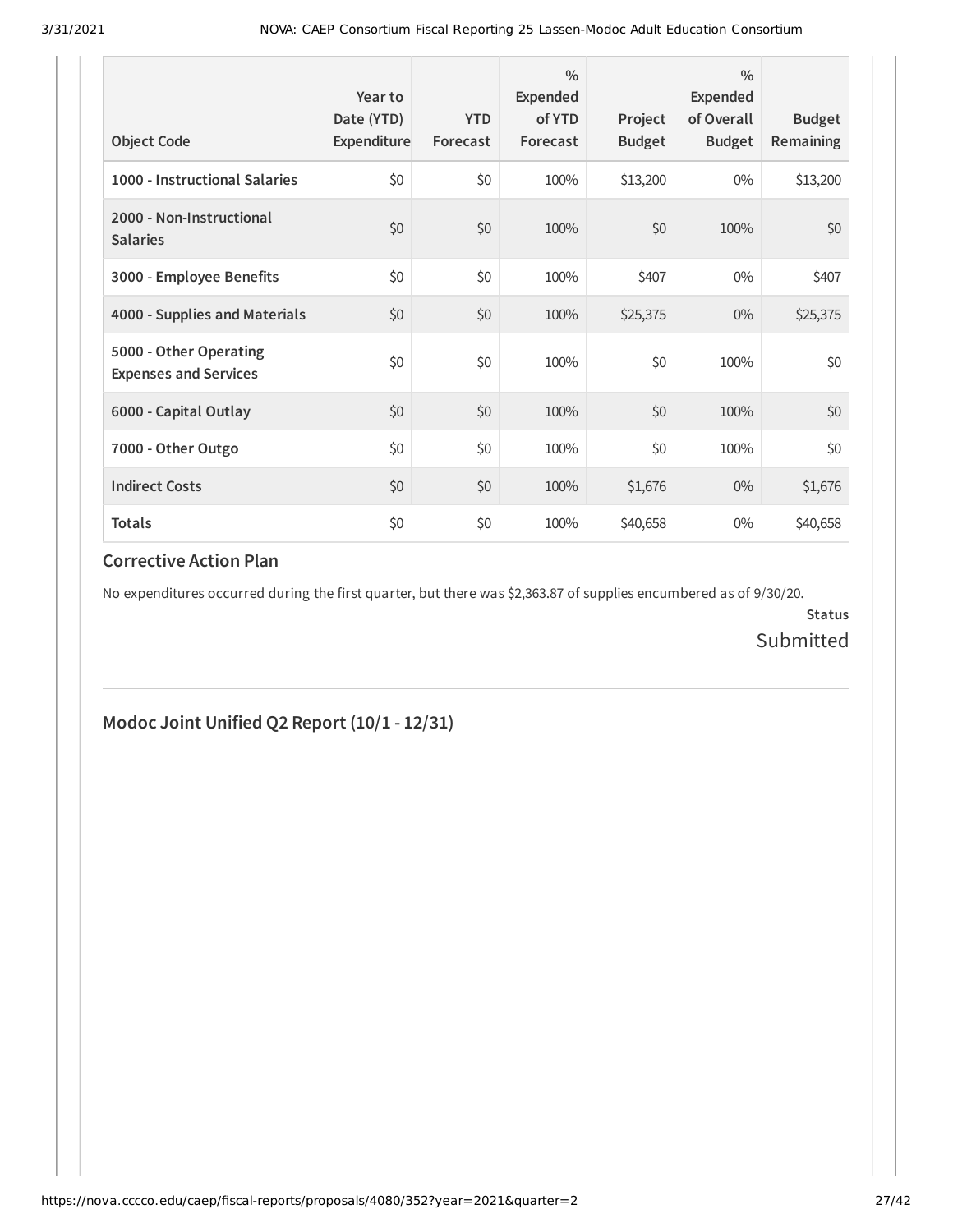| Object Code | Year to Date (YTD) Expenditure | YTD Forecast | % Expended of YTD Forecast | Project Budget | % Expended of Overall Budget | Budget Remaining |
|---|---|---|---|---|---|---|
| **1000 - Instructional Salaries** | $0 | $0 | 100% | $13,200 | 0% | $13,200 |
| **2000 - Non-Instructional Salaries** | $0 | $0 | 100% | $0 | 100% | $0 |
| **3000 - Employee Benefits** | $0 | $0 | 100% | $407 | 0% | $407 |
| **4000 - Supplies and Materials** | $0 | $0 | 100% | $25,375 | 0% | $25,375 |
| **5000 - Other Operating Expenses and Services** | $0 | $0 | 100% | $0 | 100% | $0 |
| **6000 - Capital Outlay** | $0 | $0 | 100% | $0 | 100% | $0 |
| **7000 - Other Outgo** | $0 | $0 | 100% | $0 | 100% | $0 |
| **Indirect Costs** | $0 | $0 | 100% | $1,676 | 0% | $1,676 |
| **Totals** | $0 | $0 | 100% | $40,658 | 0% | $40,658 |

### Corrective Action Plan

No expenditures occurred during the first quarter, but there was $2,363.87 of supplies encumbered as of 9/30/20.

**Status**

Submitted

## Modoc Joint Unified Q2 Report (10/1 - 12/31)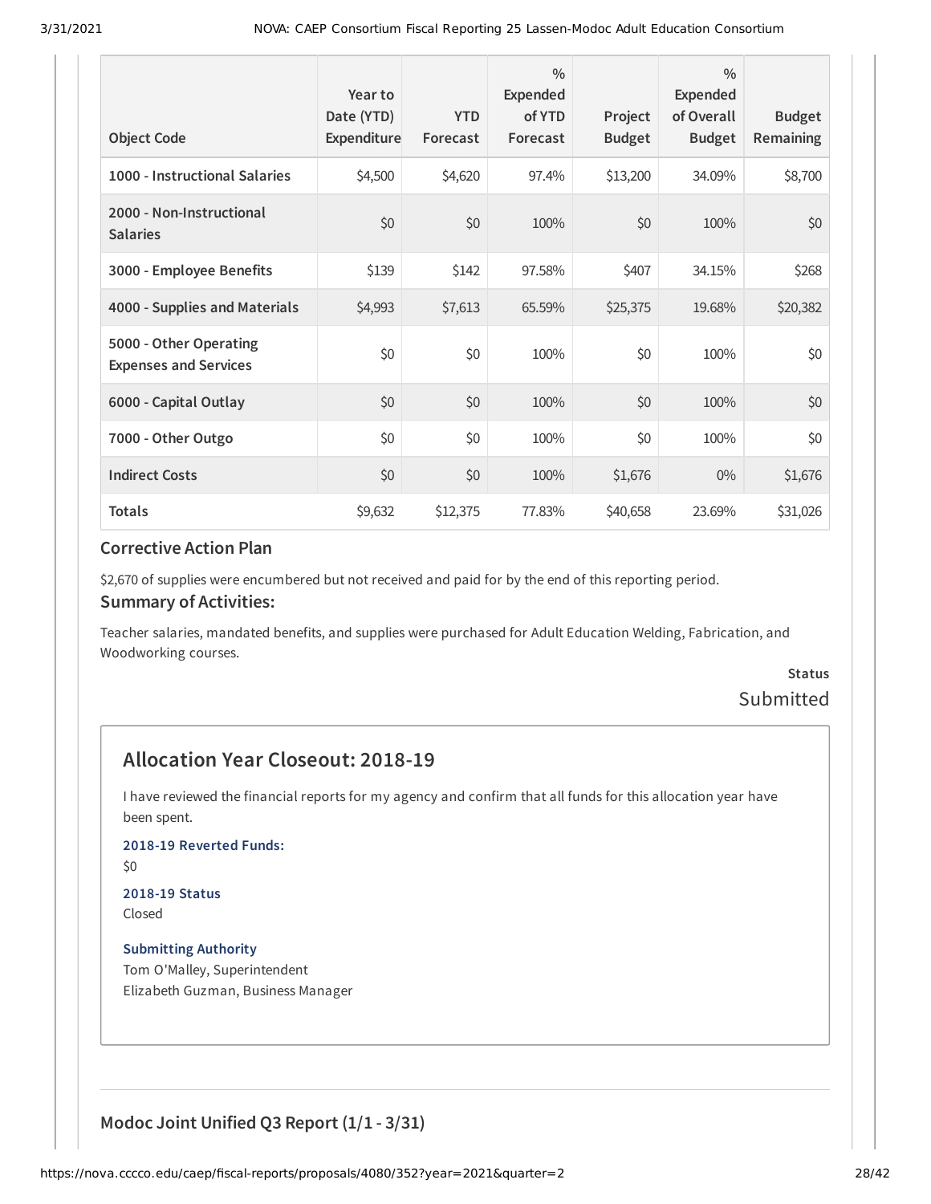| Object Code | Year to Date (YTD) Expenditure | YTD Forecast | % Expended of YTD Forecast | Project Budget | % Expended of Overall Budget | Budget Remaining |
|---|---|---|---|---|---|---|
| 1000 - Instructional Salaries | $4,500 | $4,620 | 97.4% | $13,200 | 34.09% | $8,700 |
| 2000 - Non-Instructional Salaries | $0 | $0 | 100% | $0 | 100% | $0 |
| 3000 - Employee Benefits | $139 | $142 | 97.58% | $407 | 34.15% | $268 |
| 4000 - Supplies and Materials | $4,993 | $7,613 | 65.59% | $25,375 | 19.68% | $20,382 |
| 5000 - Other Operating Expenses and Services | $0 | $0 | 100% | $0 | 100% | $0 |
| 6000 - Capital Outlay | $0 | $0 | 100% | $0 | 100% | $0 |
| 7000 - Other Outgo | $0 | $0 | 100% | $0 | 100% | $0 |
| Indirect Costs | $0 | $0 | 100% | $1,676 | 0% | $1,676 |
| Totals | $9,632 | $12,375 | 77.83% | $40,658 | 23.69% | $31,026 |

### Corrective Action Plan

$2,670 of supplies were encumbered but not received and paid for by the end of this reporting period.

### Summary of Activities:

Teacher salaries, mandated benefits, and supplies were purchased for Adult Education Welding, Fabrication, and Woodworking courses.

**Status**

Submitted

## Allocation Year Closeout: 2018-19

I have reviewed the financial reports for my agency and confirm that all funds for this allocation year have been spent.

**2018-19 Reverted Funds:**

$0

**2018-19 Status**

Closed

**Submitting Authority**

Tom O'Malley, Superintendent
Elizabeth Guzman, Business Manager

### Modoc Joint Unified Q3 Report (1/1 - 3/31)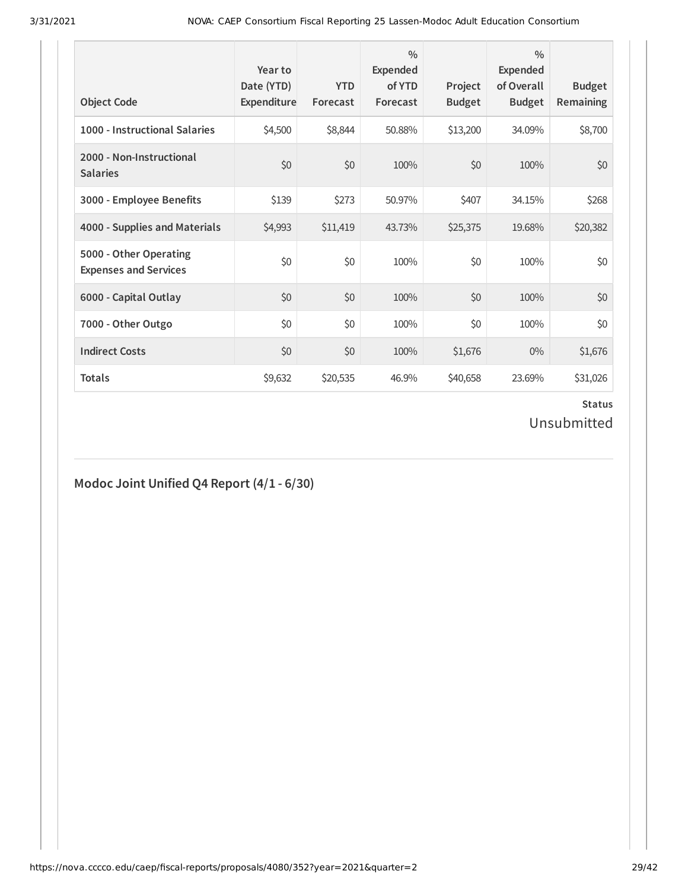| Object Code | Year to Date (YTD) Expenditure | YTD Forecast | % Expended of YTD Forecast | Project Budget | % Expended of Overall Budget | Budget Remaining |
|---|---|---|---|---|---|---|
| **1000 - Instructional Salaries** | $4,500 | $8,844 | 50.88% | $13,200 | 34.09% | $8,700 |
| **2000 - Non-Instructional Salaries** | $0 | $0 | 100% | $0 | 100% | $0 |
| **3000 - Employee Benefits** | $139 | $273 | 50.97% | $407 | 34.15% | $268 |
| **4000 - Supplies and Materials** | $4,993 | $11,419 | 43.73% | $25,375 | 19.68% | $20,382 |
| **5000 - Other Operating Expenses and Services** | $0 | $0 | 100% | $0 | 100% | $0 |
| **6000 - Capital Outlay** | $0 | $0 | 100% | $0 | 100% | $0 |
| **7000 - Other Outgo** | $0 | $0 | 100% | $0 | 100% | $0 |
| **Indirect Costs** | $0 | $0 | 100% | $1,676 | 0% | $1,676 |
| **Totals** | $9,632 | $20,535 | 46.9% | $40,658 | 23.69% | $31,026 |

**Status**

Unsubmitted

## Modoc Joint Unified Q4 Report (4/1 - 6/30)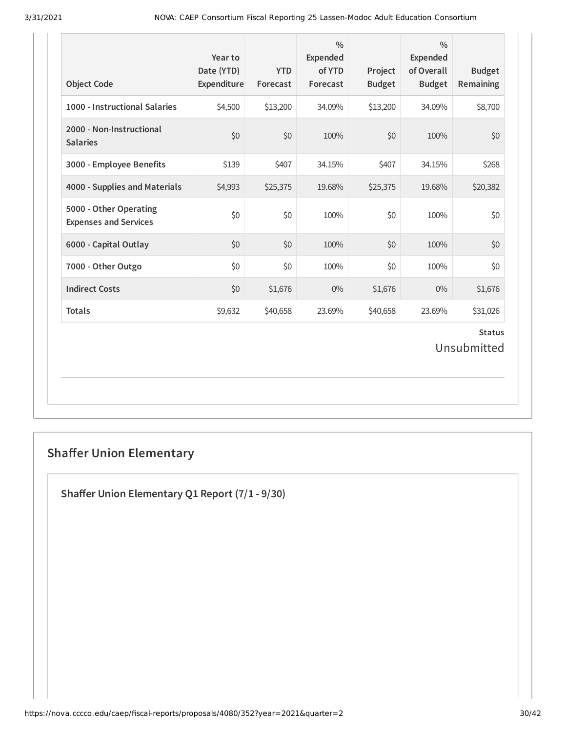| Object Code | Year to Date (YTD) Expenditure | YTD Forecast | % Expended of YTD Forecast | Project Budget | % Expended of Overall Budget | Budget Remaining |
|---|---|---|---|---|---|---|
| **1000 - Instructional Salaries** | $4,500 | $13,200 | 34.09% | $13,200 | 34.09% | $8,700 |
| **2000 - Non-Instructional Salaries** | $0 | $0 | 100% | $0 | 100% | $0 |
| **3000 - Employee Benefits** | $139 | $407 | 34.15% | $407 | 34.15% | $268 |
| **4000 - Supplies and Materials** | $4,993 | $25,375 | 19.68% | $25,375 | 19.68% | $20,382 |
| **5000 - Other Operating Expenses and Services** | $0 | $0 | 100% | $0 | 100% | $0 |
| **6000 - Capital Outlay** | $0 | $0 | 100% | $0 | 100% | $0 |
| **7000 - Other Outgo** | $0 | $0 | 100% | $0 | 100% | $0 |
| **Indirect Costs** | $0 | $1,676 | 0% | $1,676 | 0% | $1,676 |
| **Totals** | $9,632 | $40,658 | 23.69% | $40,658 | 23.69% | $31,026 |

**Status**

Unsubmitted

## Shaffer Union Elementary

### Shaffer Union Elementary Q1 Report (7/1 - 9/30)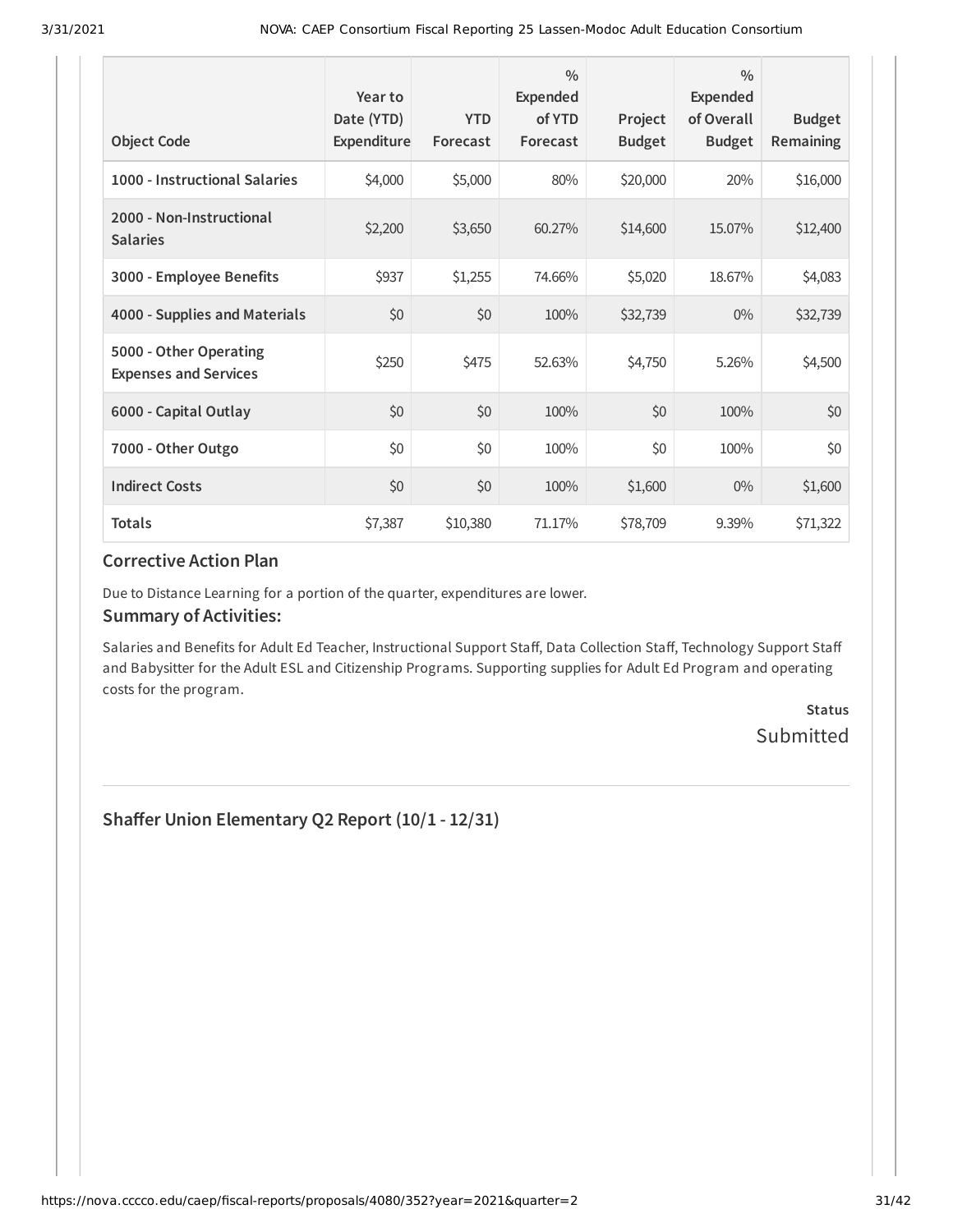| Object Code | Year to Date (YTD) Expenditure | YTD Forecast | % Expended of YTD Forecast | Project Budget | % Expended of Overall Budget | Budget Remaining |
|---|---|---|---|---|---|---|
| **1000 - Instructional Salaries** | $4,000 | $5,000 | 80% | $20,000 | 20% | $16,000 |
| **2000 - Non-Instructional Salaries** | $2,200 | $3,650 | 60.27% | $14,600 | 15.07% | $12,400 |
| **3000 - Employee Benefits** | $937 | $1,255 | 74.66% | $5,020 | 18.67% | $4,083 |
| **4000 - Supplies and Materials** | $0 | $0 | 100% | $32,739 | 0% | $32,739 |
| **5000 - Other Operating Expenses and Services** | $250 | $475 | 52.63% | $4,750 | 5.26% | $4,500 |
| **6000 - Capital Outlay** | $0 | $0 | 100% | $0 | 100% | $0 |
| **7000 - Other Outgo** | $0 | $0 | 100% | $0 | 100% | $0 |
| **Indirect Costs** | $0 | $0 | 100% | $1,600 | 0% | $1,600 |
| **Totals** | $7,387 | $10,380 | 71.17% | $78,709 | 9.39% | $71,322 |

### Corrective Action Plan

Due to Distance Learning for a portion of the quarter, expenditures are lower.

### Summary of Activities:

Salaries and Benefits for Adult Ed Teacher, Instructional Support Staff, Data Collection Staff, Technology Support Staff and Babysitter for the Adult ESL and Citizenship Programs. Supporting supplies for Adult Ed Program and operating costs for the program.

**Status**
Submitted

## Shaffer Union Elementary Q2 Report (10/1 - 12/31)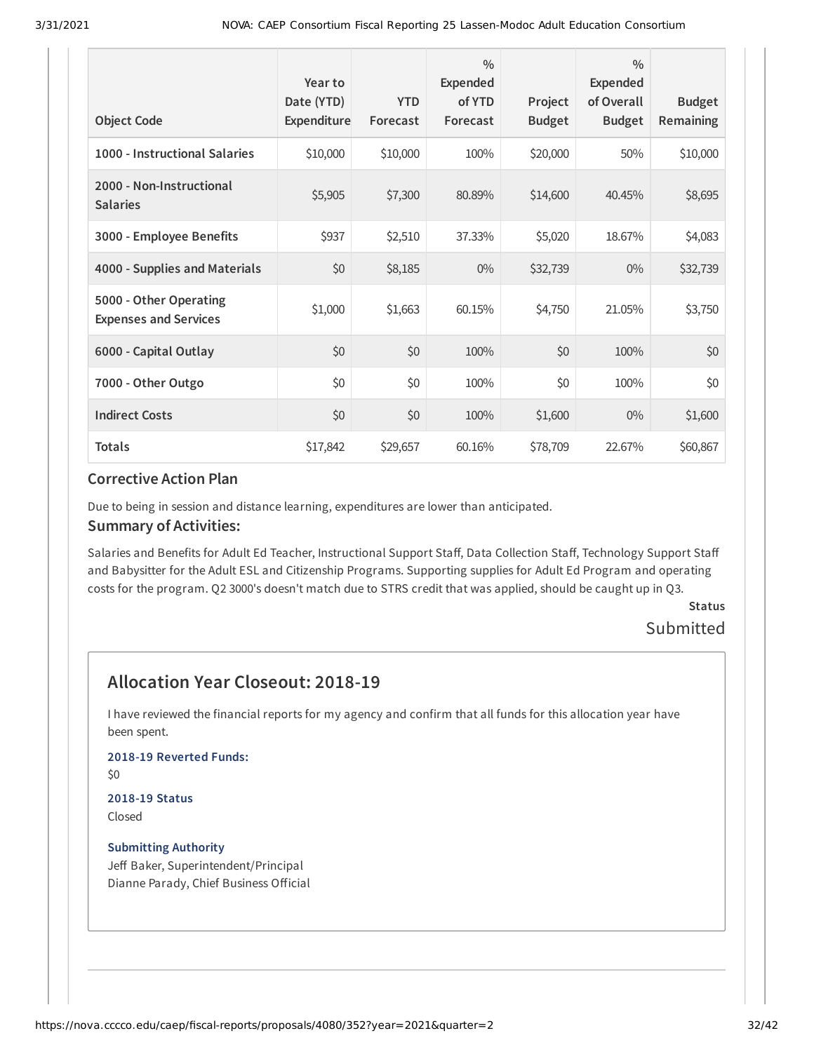| Object Code | Year to Date (YTD) Expenditure | YTD Forecast | % Expended of YTD Forecast | Project Budget | % Expended of Overall Budget | Budget Remaining |
|---|---|---|---|---|---|---|
| **1000 - Instructional Salaries** | $10,000 | $10,000 | 100% | $20,000 | 50% | $10,000 |
| **2000 - Non-Instructional Salaries** | $5,905 | $7,300 | 80.89% | $14,600 | 40.45% | $8,695 |
| **3000 - Employee Benefits** | $937 | $2,510 | 37.33% | $5,020 | 18.67% | $4,083 |
| **4000 - Supplies and Materials** | $0 | $8,185 | 0% | $32,739 | 0% | $32,739 |
| **5000 - Other Operating Expenses and Services** | $1,000 | $1,663 | 60.15% | $4,750 | 21.05% | $3,750 |
| **6000 - Capital Outlay** | $0 | $0 | 100% | $0 | 100% | $0 |
| **7000 - Other Outgo** | $0 | $0 | 100% | $0 | 100% | $0 |
| **Indirect Costs** | $0 | $0 | 100% | $1,600 | 0% | $1,600 |
| **Totals** | $17,842 | $29,657 | 60.16% | $78,709 | 22.67% | $60,867 |

### Corrective Action Plan

Due to being in session and distance learning, expenditures are lower than anticipated.

### Summary of Activities:

Salaries and Benefits for Adult Ed Teacher, Instructional Support Staff, Data Collection Staff, Technology Support Staff and Babysitter for the Adult ESL and Citizenship Programs. Supporting supplies for Adult Ed Program and operating costs for the program. Q2 3000's doesn't match due to STRS credit that was applied, should be caught up in Q3.

**Status**

Submitted

## Allocation Year Closeout: 2018-19

I have reviewed the financial reports for my agency and confirm that all funds for this allocation year have been spent.

**2018-19 Reverted Funds:**

$0

**2018-19 Status**

Closed

**Submitting Authority**

Jeff Baker, Superintendent/Principal
Dianne Parady, Chief Business Official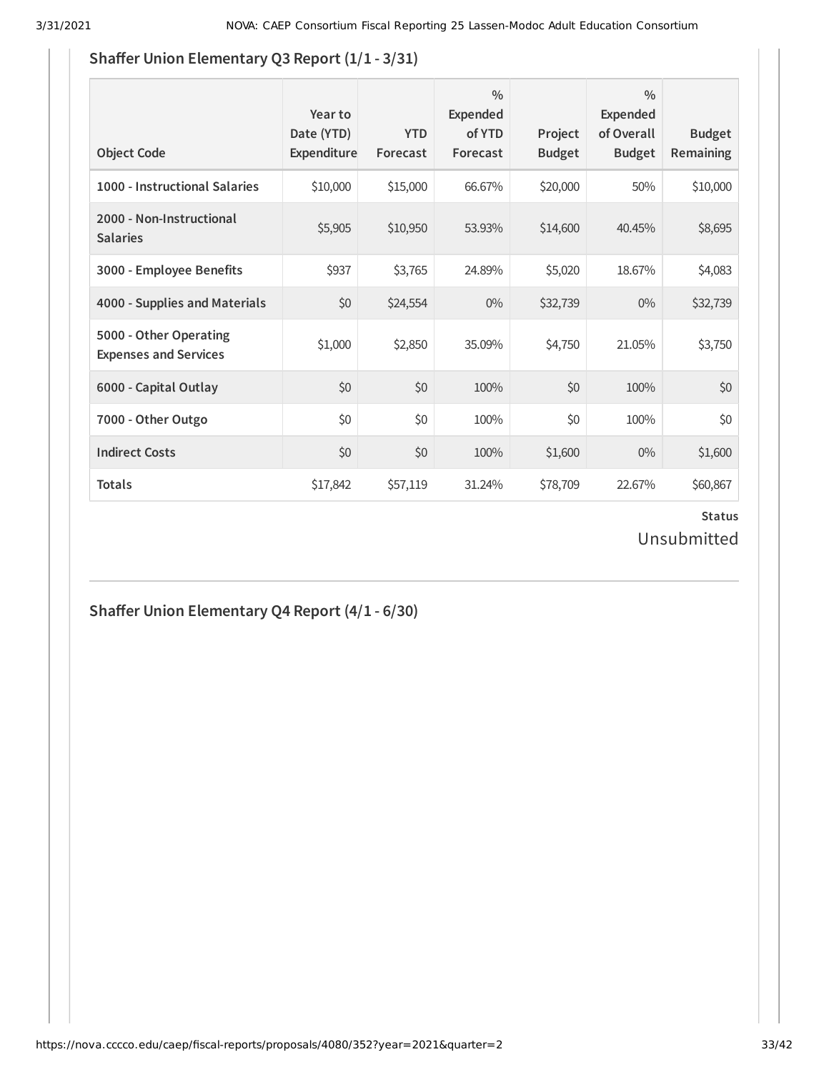## Shaffer Union Elementary Q3 Report (1/1 - 3/31)

| Object Code | Year to Date (YTD) Expenditure | YTD Forecast | % Expended of YTD Forecast | Project Budget | % Expended of Overall Budget | Budget Remaining |
|---|---|---|---|---|---|---|
| **1000 - Instructional Salaries** | $10,000 | $15,000 | 66.67% | $20,000 | 50% | $10,000 |
| **2000 - Non-Instructional Salaries** | $5,905 | $10,950 | 53.93% | $14,600 | 40.45% | $8,695 |
| **3000 - Employee Benefits** | $937 | $3,765 | 24.89% | $5,020 | 18.67% | $4,083 |
| **4000 - Supplies and Materials** | $0 | $24,554 | 0% | $32,739 | 0% | $32,739 |
| **5000 - Other Operating Expenses and Services** | $1,000 | $2,850 | 35.09% | $4,750 | 21.05% | $3,750 |
| **6000 - Capital Outlay** | $0 | $0 | 100% | $0 | 100% | $0 |
| **7000 - Other Outgo** | $0 | $0 | 100% | $0 | 100% | $0 |
| **Indirect Costs** | $0 | $0 | 100% | $1,600 | 0% | $1,600 |
| **Totals** | $17,842 | $57,119 | 31.24% | $78,709 | 22.67% | $60,867 |

**Status**

Unsubmitted

## Shaffer Union Elementary Q4 Report (4/1 - 6/30)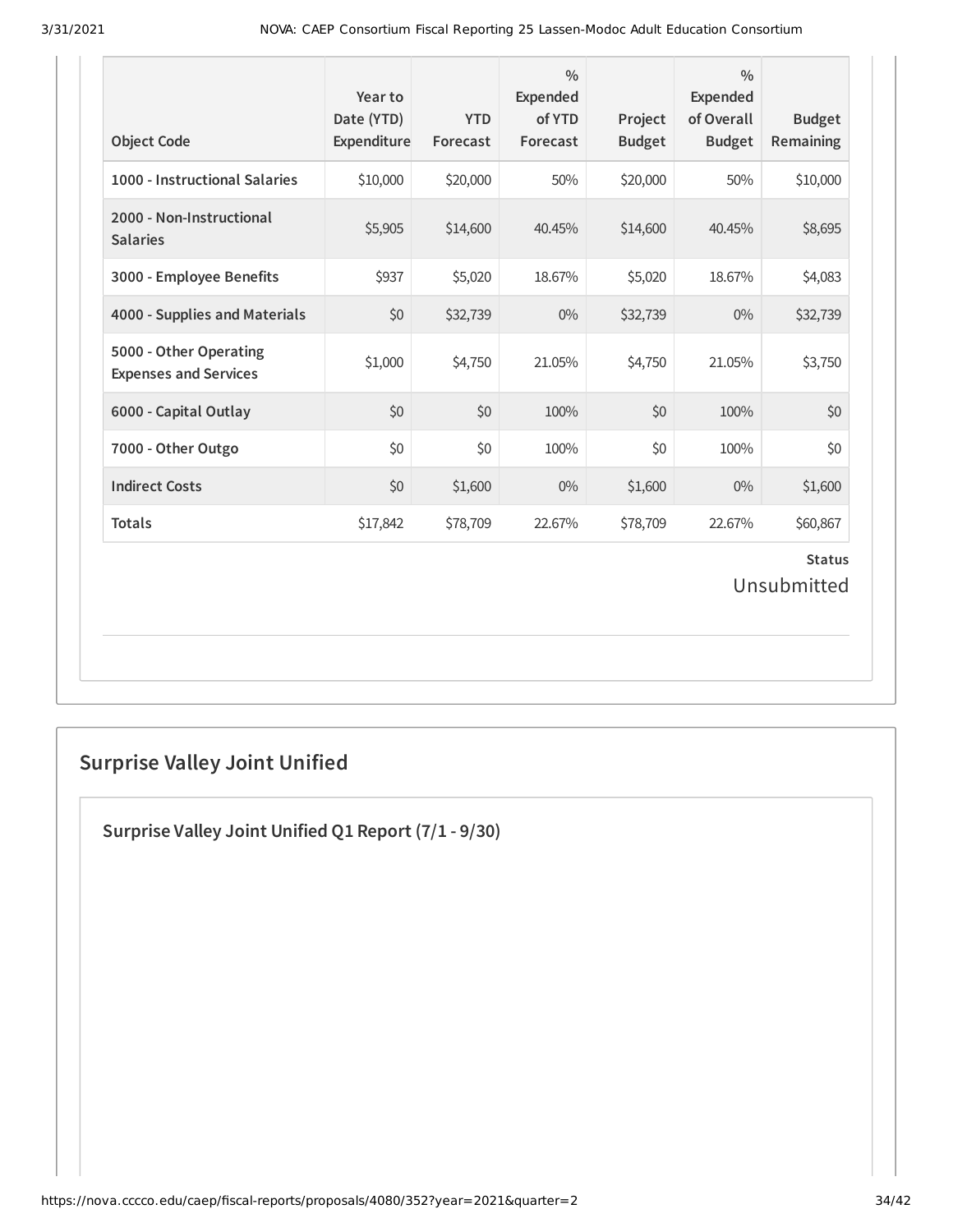| Object Code | Year to Date (YTD) Expenditure | YTD Forecast | % Expended of YTD Forecast | Project Budget | % Expended of Overall Budget | Budget Remaining |
|---|---|---|---|---|---|---|
| 1000 - Instructional Salaries | $10,000 | $20,000 | 50% | $20,000 | 50% | $10,000 |
| 2000 - Non-Instructional Salaries | $5,905 | $14,600 | 40.45% | $14,600 | 40.45% | $8,695 |
| 3000 - Employee Benefits | $937 | $5,020 | 18.67% | $5,020 | 18.67% | $4,083 |
| 4000 - Supplies and Materials | $0 | $32,739 | 0% | $32,739 | 0% | $32,739 |
| 5000 - Other Operating Expenses and Services | $1,000 | $4,750 | 21.05% | $4,750 | 21.05% | $3,750 |
| 6000 - Capital Outlay | $0 | $0 | 100% | $0 | 100% | $0 |
| 7000 - Other Outgo | $0 | $0 | 100% | $0 | 100% | $0 |
| Indirect Costs | $0 | $1,600 | 0% | $1,600 | 0% | $1,600 |
| Totals | $17,842 | $78,709 | 22.67% | $78,709 | 22.67% | $60,867 |

**Status**

Unsubmitted

## Surprise Valley Joint Unified

### Surprise Valley Joint Unified Q1 Report (7/1 - 9/30)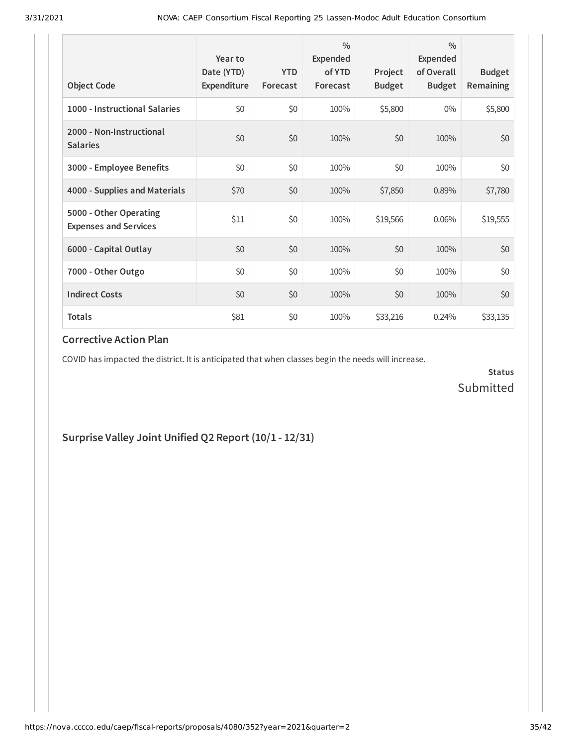| Object Code | Year to Date (YTD) Expenditure | YTD Forecast | % Expended of YTD Forecast | Project Budget | % Expended of Overall Budget | Budget Remaining |
|---|---|---|---|---|---|---|
| 1000 - Instructional Salaries | $0 | $0 | 100% | $5,800 | 0% | $5,800 |
| 2000 - Non-Instructional Salaries | $0 | $0 | 100% | $0 | 100% | $0 |
| 3000 - Employee Benefits | $0 | $0 | 100% | $0 | 100% | $0 |
| 4000 - Supplies and Materials | $70 | $0 | 100% | $7,850 | 0.89% | $7,780 |
| 5000 - Other Operating Expenses and Services | $11 | $0 | 100% | $19,566 | 0.06% | $19,555 |
| 6000 - Capital Outlay | $0 | $0 | 100% | $0 | 100% | $0 |
| 7000 - Other Outgo | $0 | $0 | 100% | $0 | 100% | $0 |
| Indirect Costs | $0 | $0 | 100% | $0 | 100% | $0 |
| **Totals** | $81 | $0 | 100% | $33,216 | 0.24% | $33,135 |

### Corrective Action Plan

COVID has impacted the district. It is anticipated that when classes begin the needs will increase.

**Status**
Submitted

## Surprise Valley Joint Unified Q2 Report (10/1 - 12/31)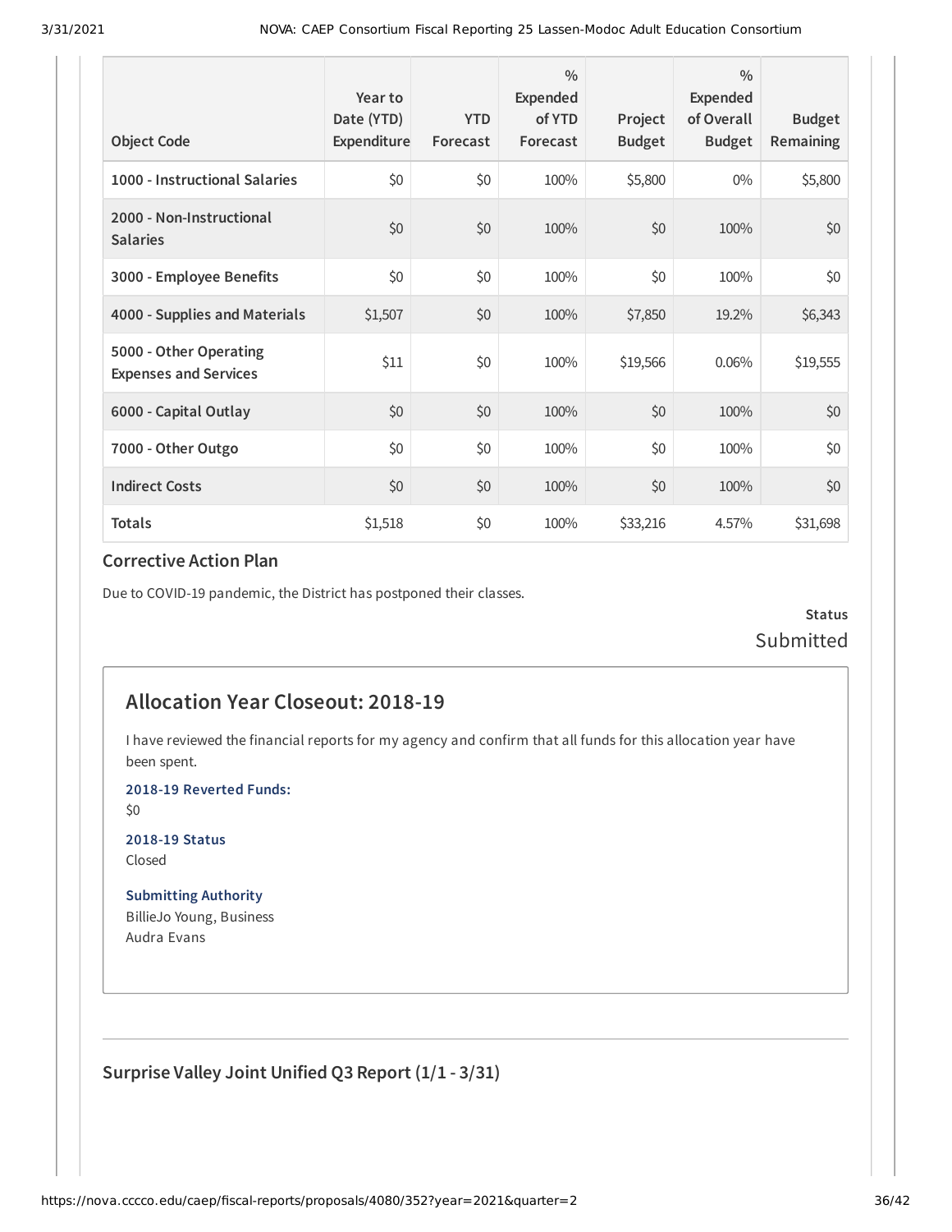| Object Code | Year to Date (YTD) Expenditure | YTD Forecast | % Expended of YTD Forecast | Project Budget | % Expended of Overall Budget | Budget Remaining |
|---|---|---|---|---|---|---|
| 1000 - Instructional Salaries | $0 | $0 | 100% | $5,800 | 0% | $5,800 |
| 2000 - Non-Instructional Salaries | $0 | $0 | 100% | $0 | 100% | $0 |
| 3000 - Employee Benefits | $0 | $0 | 100% | $0 | 100% | $0 |
| 4000 - Supplies and Materials | $1,507 | $0 | 100% | $7,850 | 19.2% | $6,343 |
| 5000 - Other Operating Expenses and Services | $11 | $0 | 100% | $19,566 | 0.06% | $19,555 |
| 6000 - Capital Outlay | $0 | $0 | 100% | $0 | 100% | $0 |
| 7000 - Other Outgo | $0 | $0 | 100% | $0 | 100% | $0 |
| Indirect Costs | $0 | $0 | 100% | $0 | 100% | $0 |
| Totals | $1,518 | $0 | 100% | $33,216 | 4.57% | $31,698 |

### Corrective Action Plan

Due to COVID-19 pandemic, the District has postponed their classes.

**Status**
Submitted

## Allocation Year Closeout: 2018-19

I have reviewed the financial reports for my agency and confirm that all funds for this allocation year have been spent.

**2018-19 Reverted Funds:**
$0

**2018-19 Status**
Closed

**Submitting Authority**
BillieJo Young, Business
Audra Evans

### Surprise Valley Joint Unified Q3 Report (1/1 - 3/31)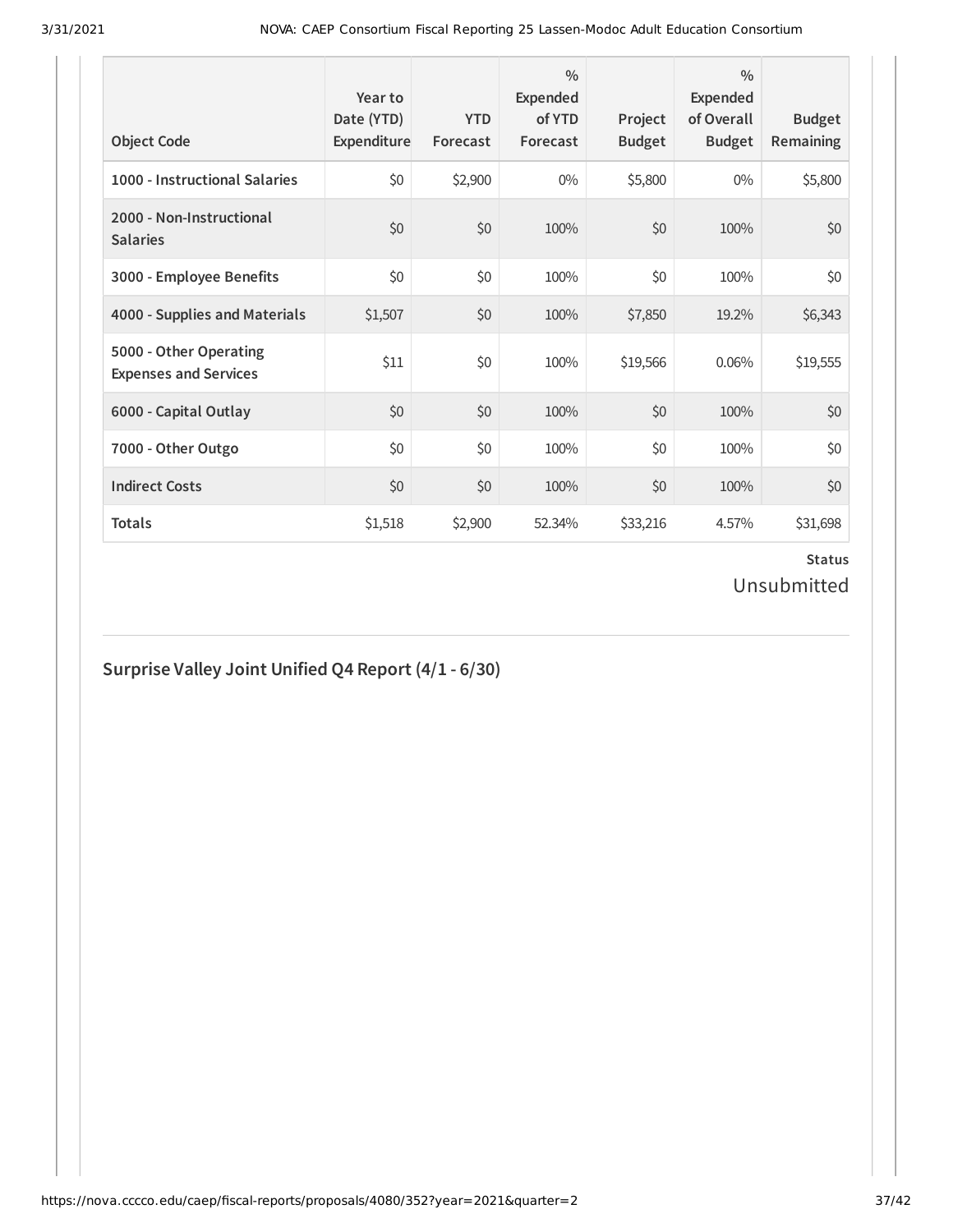| Object Code | Year to Date (YTD) Expenditure | YTD Forecast | % Expended of YTD Forecast | Project Budget | % Expended of Overall Budget | Budget Remaining |
|---|---|---|---|---|---|---|
| **1000 - Instructional Salaries** | $0 | $2,900 | 0% | $5,800 | 0% | $5,800 |
| **2000 - Non-Instructional Salaries** | $0 | $0 | 100% | $0 | 100% | $0 |
| **3000 - Employee Benefits** | $0 | $0 | 100% | $0 | 100% | $0 |
| **4000 - Supplies and Materials** | $1,507 | $0 | 100% | $7,850 | 19.2% | $6,343 |
| **5000 - Other Operating Expenses and Services** | $11 | $0 | 100% | $19,566 | 0.06% | $19,555 |
| **6000 - Capital Outlay** | $0 | $0 | 100% | $0 | 100% | $0 |
| **7000 - Other Outgo** | $0 | $0 | 100% | $0 | 100% | $0 |
| **Indirect Costs** | $0 | $0 | 100% | $0 | 100% | $0 |
| **Totals** | $1,518 | $2,900 | 52.34% | $33,216 | 4.57% | $31,698 |

**Status**

Unsubmitted

## Surprise Valley Joint Unified Q4 Report (4/1 - 6/30)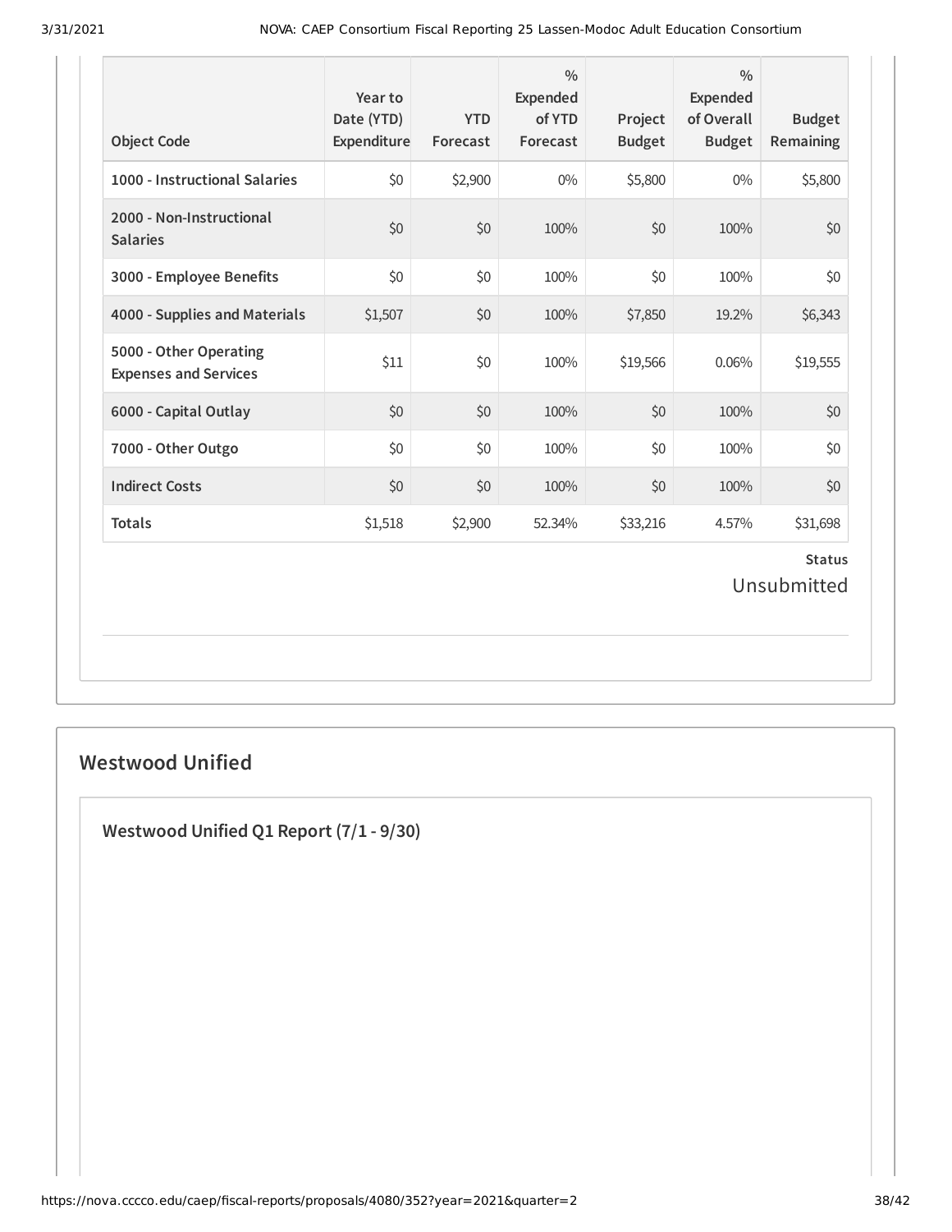| Object Code | Year to Date (YTD) Expenditure | YTD Forecast | % Expended of YTD Forecast | Project Budget | % Expended of Overall Budget | Budget Remaining |
|---|---|---|---|---|---|---|
| 1000 - Instructional Salaries | $0 | $2,900 | 0% | $5,800 | 0% | $5,800 |
| 2000 - Non-Instructional Salaries | $0 | $0 | 100% | $0 | 100% | $0 |
| 3000 - Employee Benefits | $0 | $0 | 100% | $0 | 100% | $0 |
| 4000 - Supplies and Materials | $1,507 | $0 | 100% | $7,850 | 19.2% | $6,343 |
| 5000 - Other Operating Expenses and Services | $11 | $0 | 100% | $19,566 | 0.06% | $19,555 |
| 6000 - Capital Outlay | $0 | $0 | 100% | $0 | 100% | $0 |
| 7000 - Other Outgo | $0 | $0 | 100% | $0 | 100% | $0 |
| Indirect Costs | $0 | $0 | 100% | $0 | 100% | $0 |
| Totals | $1,518 | $2,900 | 52.34% | $33,216 | 4.57% | $31,698 |

**Status**

Unsubmitted

## Westwood Unified

### Westwood Unified Q1 Report (7/1 - 9/30)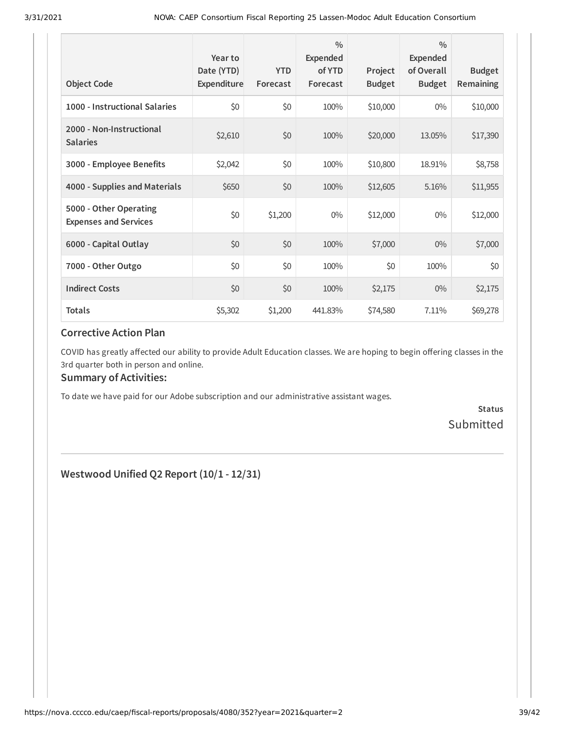| Object Code | Year to Date (YTD) Expenditure | YTD Forecast | % Expended of YTD Forecast | Project Budget | % Expended of Overall Budget | Budget Remaining |
|---|---|---|---|---|---|---|
| 1000 - Instructional Salaries | $0 | $0 | 100% | $10,000 | 0% | $10,000 |
| 2000 - Non-Instructional Salaries | $2,610 | $0 | 100% | $20,000 | 13.05% | $17,390 |
| 3000 - Employee Benefits | $2,042 | $0 | 100% | $10,800 | 18.91% | $8,758 |
| 4000 - Supplies and Materials | $650 | $0 | 100% | $12,605 | 5.16% | $11,955 |
| 5000 - Other Operating Expenses and Services | $0 | $1,200 | 0% | $12,000 | 0% | $12,000 |
| 6000 - Capital Outlay | $0 | $0 | 100% | $7,000 | 0% | $7,000 |
| 7000 - Other Outgo | $0 | $0 | 100% | $0 | 100% | $0 |
| Indirect Costs | $0 | $0 | 100% | $2,175 | 0% | $2,175 |
| Totals | $5,302 | $1,200 | 441.83% | $74,580 | 7.11% | $69,278 |

### Corrective Action Plan

COVID has greatly affected our ability to provide Adult Education classes. We are hoping to begin offering classes in the 3rd quarter both in person and online.

### Summary of Activities:

To date we have paid for our Adobe subscription and our administrative assistant wages.

**Status**

Submitted

## Westwood Unified Q2 Report (10/1 - 12/31)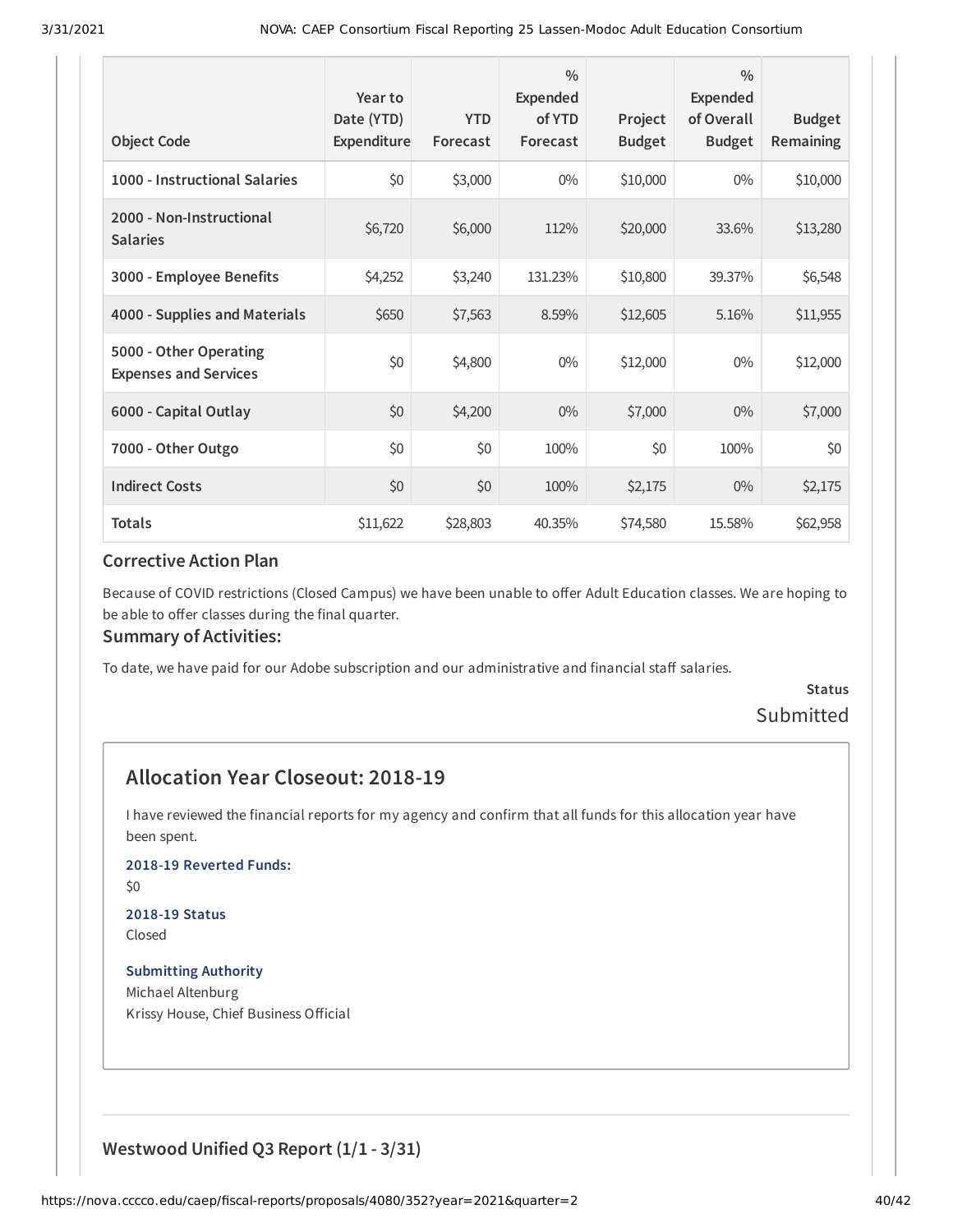| Object Code | Year to Date (YTD) Expenditure | YTD Forecast | % Expended of YTD Forecast | Project Budget | % Expended of Overall Budget | Budget Remaining |
|---|---|---|---|---|---|---|
| 1000 - Instructional Salaries | $0 | $3,000 | 0% | $10,000 | 0% | $10,000 |
| 2000 - Non-Instructional Salaries | $6,720 | $6,000 | 112% | $20,000 | 33.6% | $13,280 |
| 3000 - Employee Benefits | $4,252 | $3,240 | 131.23% | $10,800 | 39.37% | $6,548 |
| 4000 - Supplies and Materials | $650 | $7,563 | 8.59% | $12,605 | 5.16% | $11,955 |
| 5000 - Other Operating Expenses and Services | $0 | $4,800 | 0% | $12,000 | 0% | $12,000 |
| 6000 - Capital Outlay | $0 | $4,200 | 0% | $7,000 | 0% | $7,000 |
| 7000 - Other Outgo | $0 | $0 | 100% | $0 | 100% | $0 |
| Indirect Costs | $0 | $0 | 100% | $2,175 | 0% | $2,175 |
| Totals | $11,622 | $28,803 | 40.35% | $74,580 | 15.58% | $62,958 |

### Corrective Action Plan

Because of COVID restrictions (Closed Campus) we have been unable to offer Adult Education classes. We are hoping to be able to offer classes during the final quarter.

### Summary of Activities:

To date, we have paid for our Adobe subscription and our administrative and financial staff salaries.

**Status**

Submitted

## Allocation Year Closeout: 2018-19

I have reviewed the financial reports for my agency and confirm that all funds for this allocation year have been spent.

**2018-19 Reverted Funds:**

$0

**2018-19 Status**

Closed

**Submitting Authority**

Michael Altenburg
Krissy House, Chief Business Official

### Westwood Unified Q3 Report (1/1 - 3/31)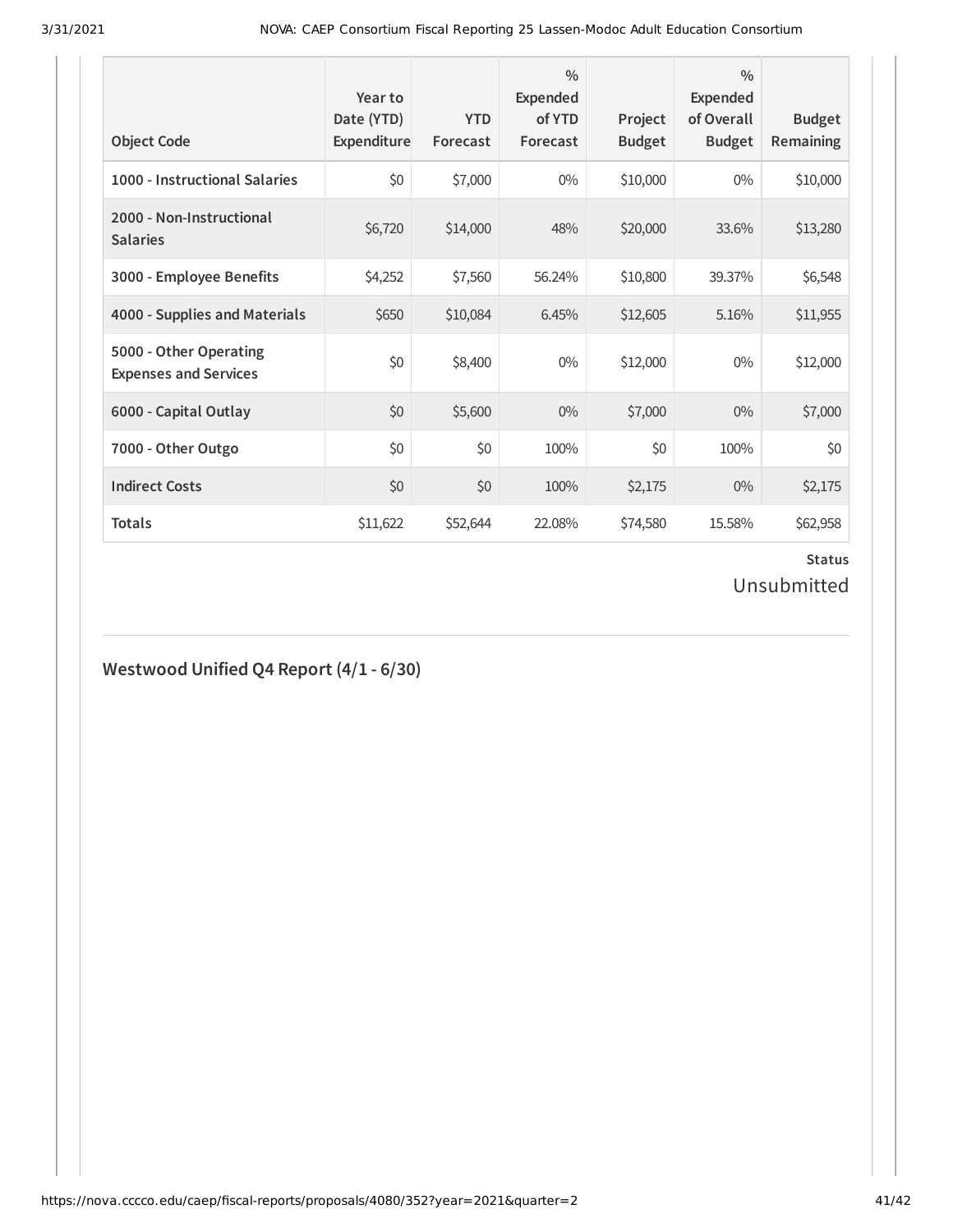| Object Code | Year to Date (YTD) Expenditure | YTD Forecast | % Expended of YTD Forecast | Project Budget | % Expended of Overall Budget | Budget Remaining |
|---|---|---|---|---|---|---|
| 1000 - Instructional Salaries | $0 | $7,000 | 0% | $10,000 | 0% | $10,000 |
| 2000 - Non-Instructional Salaries | $6,720 | $14,000 | 48% | $20,000 | 33.6% | $13,280 |
| 3000 - Employee Benefits | $4,252 | $7,560 | 56.24% | $10,800 | 39.37% | $6,548 |
| 4000 - Supplies and Materials | $650 | $10,084 | 6.45% | $12,605 | 5.16% | $11,955 |
| 5000 - Other Operating Expenses and Services | $0 | $8,400 | 0% | $12,000 | 0% | $12,000 |
| 6000 - Capital Outlay | $0 | $5,600 | 0% | $7,000 | 0% | $7,000 |
| 7000 - Other Outgo | $0 | $0 | 100% | $0 | 100% | $0 |
| Indirect Costs | $0 | $0 | 100% | $2,175 | 0% | $2,175 |
| Totals | $11,622 | $52,644 | 22.08% | $74,580 | 15.58% | $62,958 |

**Status**

Unsubmitted

## Westwood Unified Q4 Report (4/1 - 6/30)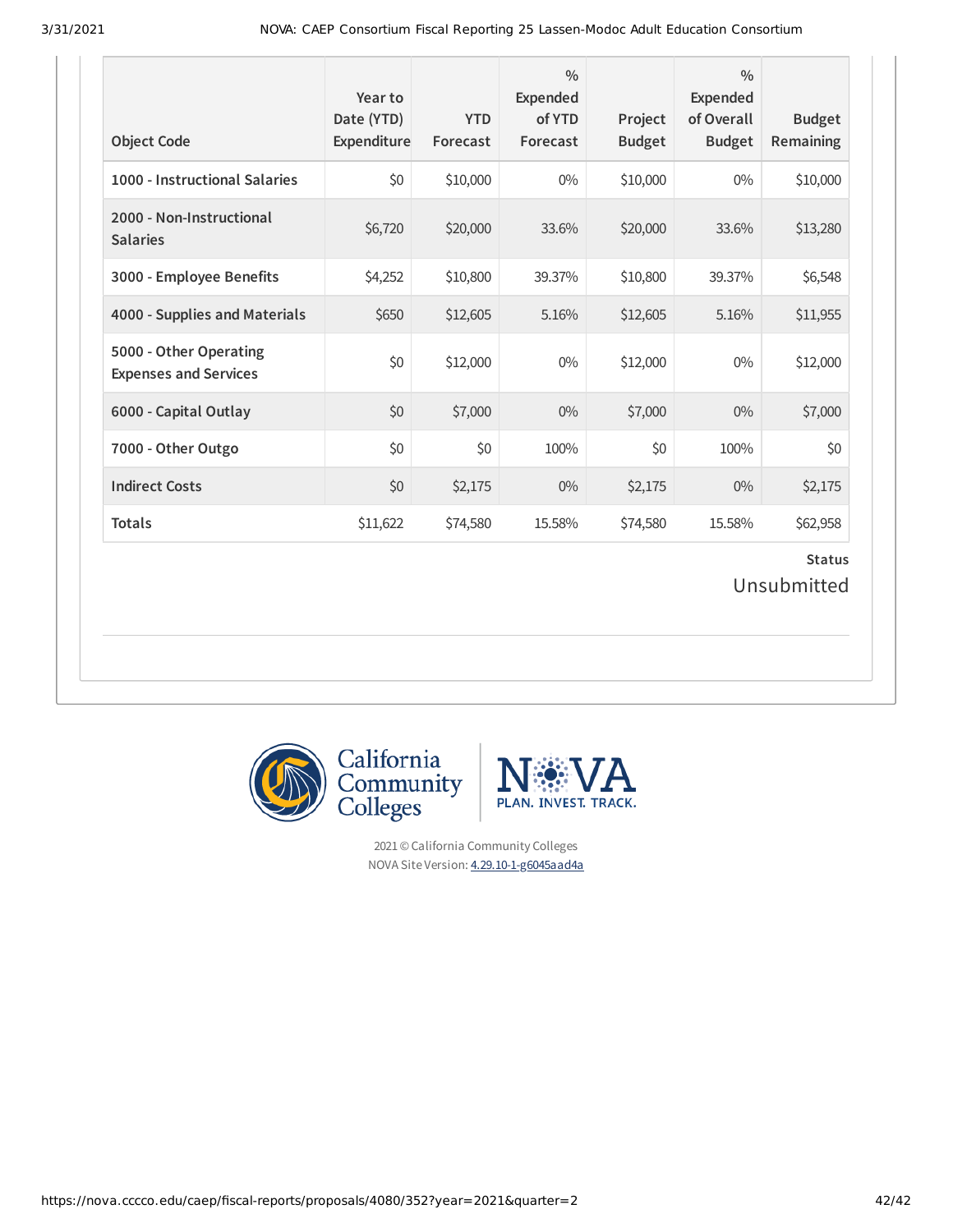| Object Code | Year to Date (YTD) Expenditure | YTD Forecast | % Expended of YTD Forecast | Project Budget | % Expended of Overall Budget | Budget Remaining |
|---|---|---|---|---|---|---|
| 1000 - Instructional Salaries | $0 | $10,000 | 0% | $10,000 | 0% | $10,000 |
| 2000 - Non-Instructional Salaries | $6,720 | $20,000 | 33.6% | $20,000 | 33.6% | $13,280 |
| 3000 - Employee Benefits | $4,252 | $10,800 | 39.37% | $10,800 | 39.37% | $6,548 |
| 4000 - Supplies and Materials | $650 | $12,605 | 5.16% | $12,605 | 5.16% | $11,955 |
| 5000 - Other Operating Expenses and Services | $0 | $12,000 | 0% | $12,000 | 0% | $12,000 |
| 6000 - Capital Outlay | $0 | $7,000 | 0% | $7,000 | 0% | $7,000 |
| 7000 - Other Outgo | $0 | $0 | 100% | $0 | 100% | $0 |
| Indirect Costs | $0 | $2,175 | 0% | $2,175 | 0% | $2,175 |
| Totals | $11,622 | $74,580 | 15.58% | $74,580 | 15.58% | $62,958 |

**Status**

Unsubmitted

2021 © California Community Colleges
NOVA Site Version: 4.29.10-1-g6045aad4a